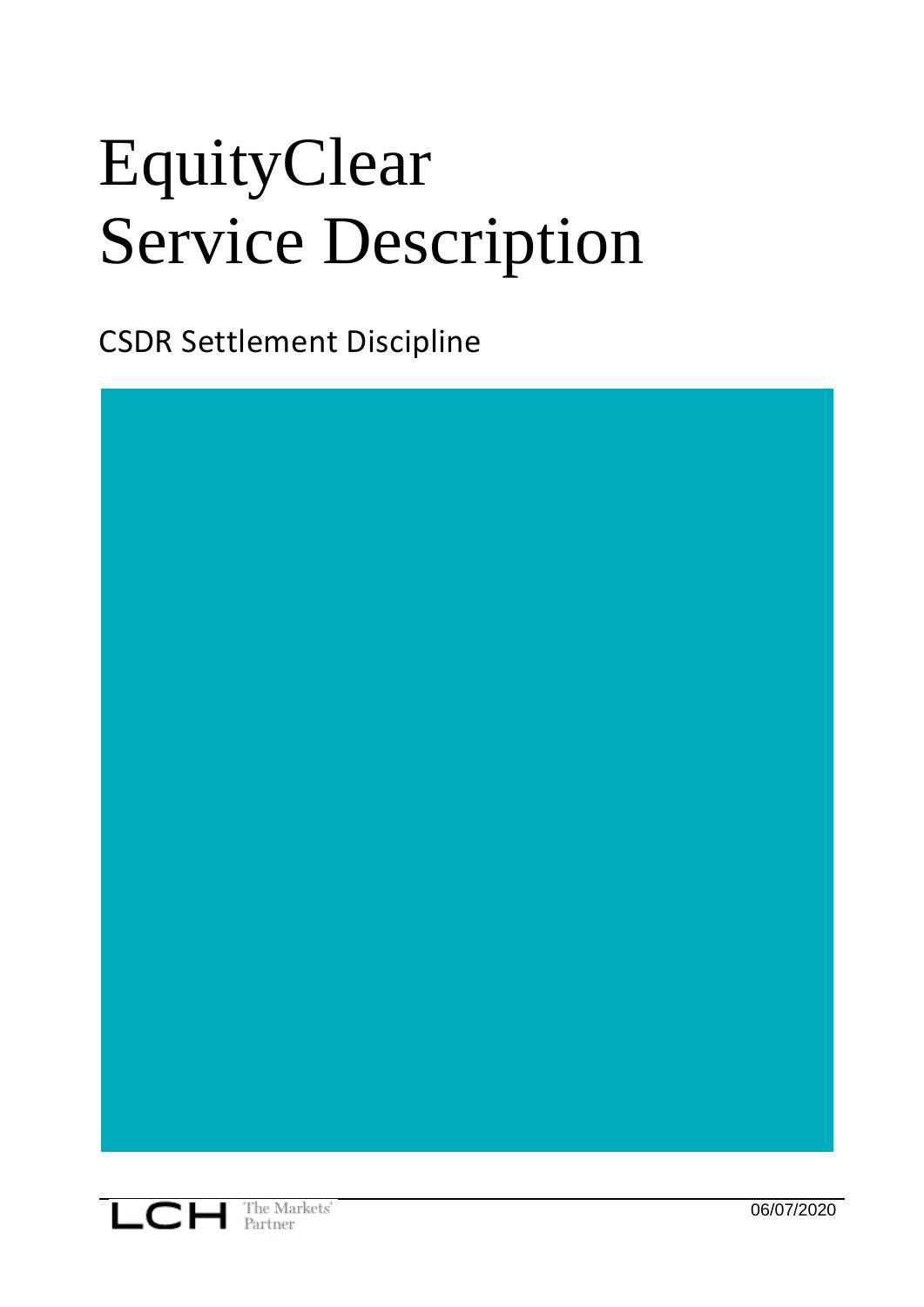# EquityClear
# Service Description

CSDR Settlement Discipline

06/07/2020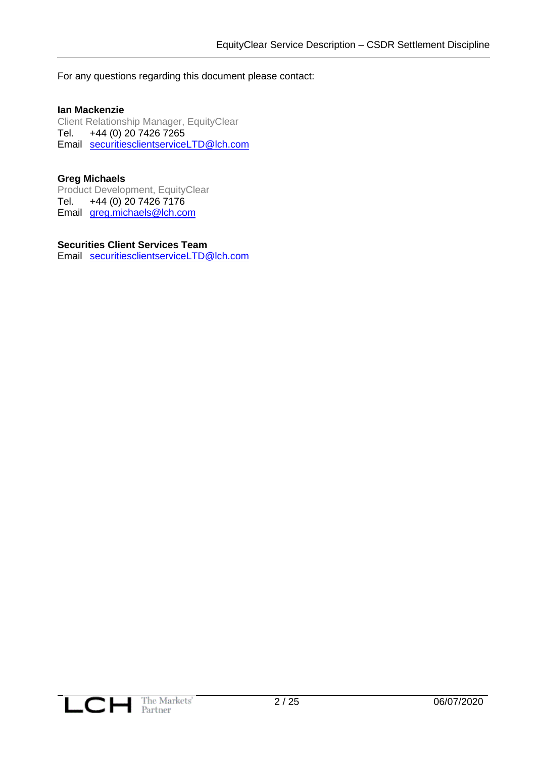For any questions regarding this document please contact:

**Ian Mackenzie**
Client Relationship Manager, EquityClear
Tel. +44 (0) 20 7426 7265
Email securitiesclientserviceLTD@lch.com

**Greg Michaels**
Product Development, EquityClear
Tel. +44 (0) 20 7426 7176
Email greg.michaels@lch.com

**Securities Client Services Team**
Email securitiesclientserviceLTD@lch.com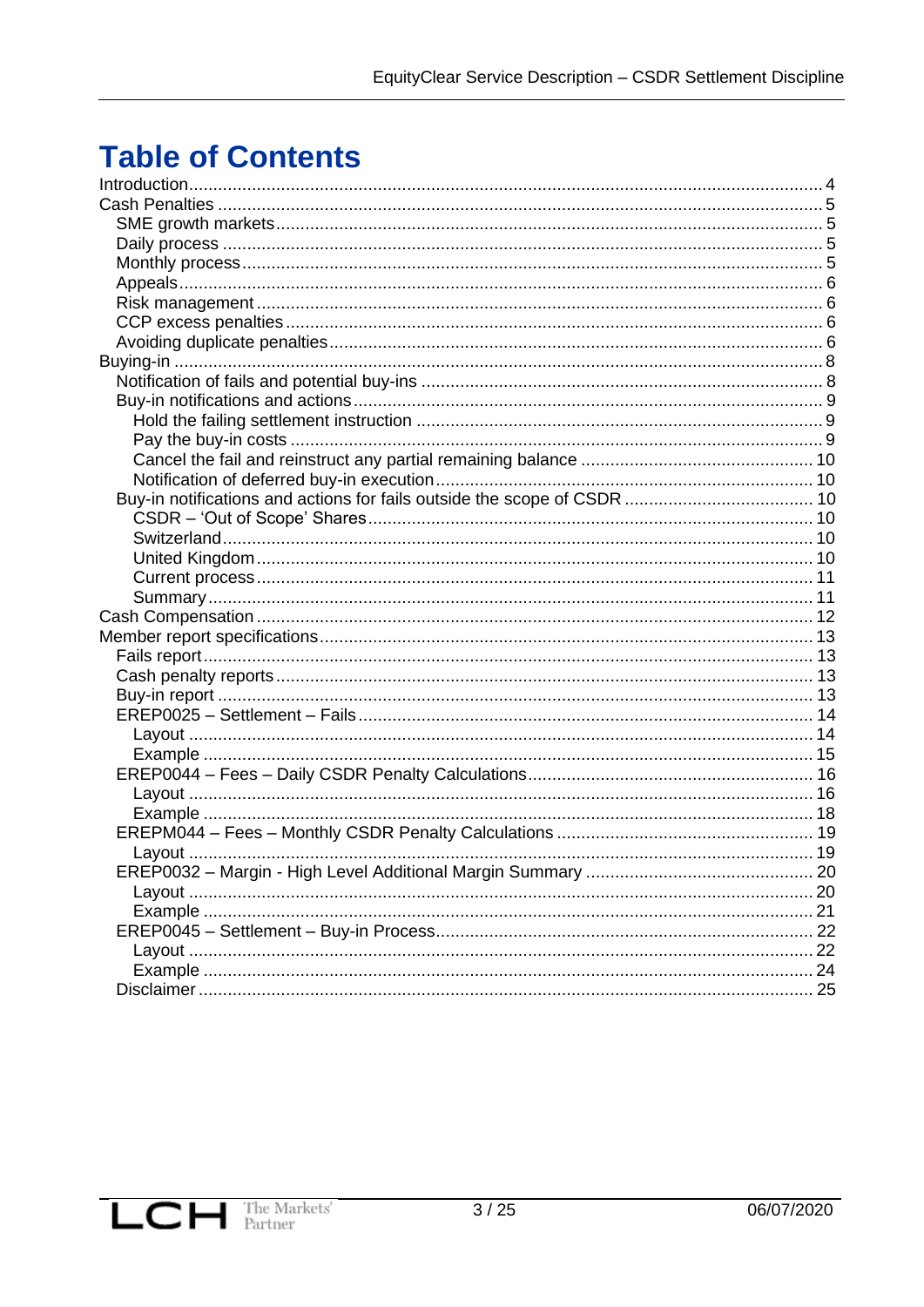# Table of Contents

- Introduction ... 4
- Cash Penalties ... 5
  - SME growth markets ... 5
  - Daily process ... 5
  - Monthly process ... 5
  - Appeals ... 6
  - Risk management ... 6
  - CCP excess penalties ... 6
  - Avoiding duplicate penalties ... 6
- Buying-in ... 8
  - Notification of fails and potential buy-ins ... 8
  - Buy-in notifications and actions ... 9
    - Hold the failing settlement instruction ... 9
    - Pay the buy-in costs ... 9
    - Cancel the fail and reinstruct any partial remaining balance ... 10
    - Notification of deferred buy-in execution ... 10
  - Buy-in notifications and actions for fails outside the scope of CSDR ... 10
    - CSDR – 'Out of Scope' Shares ... 10
    - Switzerland ... 10
    - United Kingdom ... 10
    - Current process ... 11
    - Summary ... 11
- Cash Compensation ... 12
- Member report specifications ... 13
  - Fails report ... 13
  - Cash penalty reports ... 13
  - Buy-in report ... 13
  - EREP0025 – Settlement – Fails ... 14
    - Layout ... 14
    - Example ... 15
  - EREP0044 – Fees – Daily CSDR Penalty Calculations ... 16
    - Layout ... 16
    - Example ... 18
  - EREPM044 – Fees – Monthly CSDR Penalty Calculations ... 19
    - Layout ... 19
  - EREP0032 – Margin - High Level Additional Margin Summary ... 20
    - Layout ... 20
    - Example ... 21
  - EREP0045 – Settlement – Buy-in Process ... 22
    - Layout ... 22
    - Example ... 24
  - Disclaimer ... 25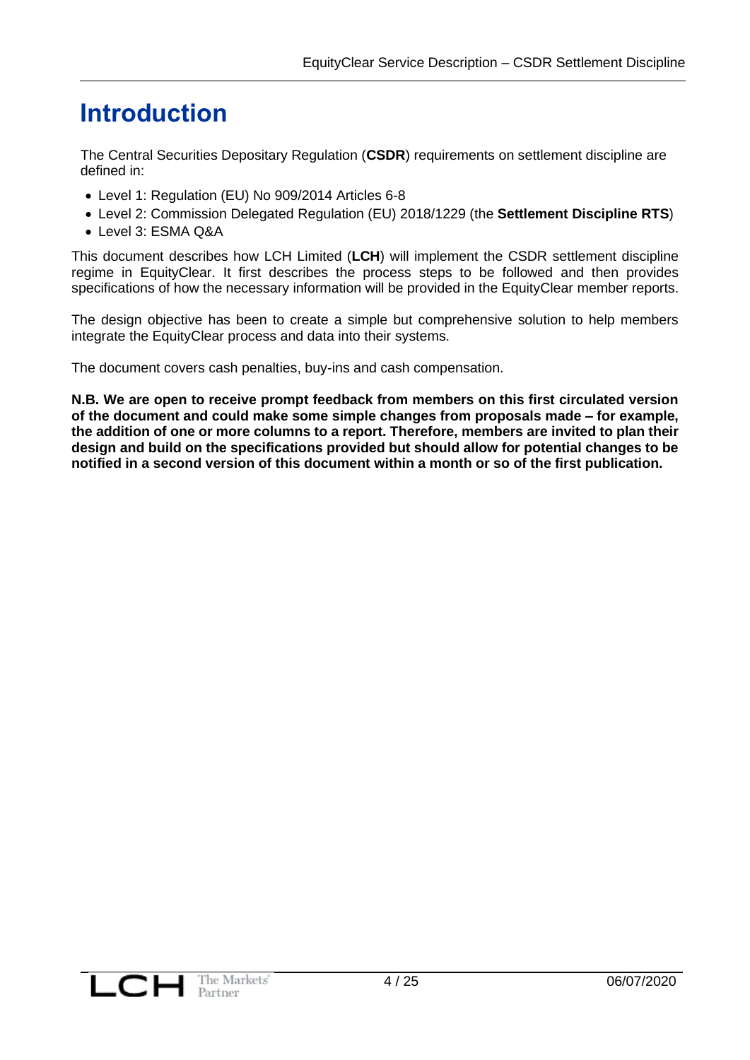# Introduction

The Central Securities Depositary Regulation (**CSDR**) requirements on settlement discipline are defined in:

- Level 1: Regulation (EU) No 909/2014 Articles 6-8
- Level 2: Commission Delegated Regulation (EU) 2018/1229 (the **Settlement Discipline RTS**)
- Level 3: ESMA Q&A

This document describes how LCH Limited (**LCH**) will implement the CSDR settlement discipline regime in EquityClear. It first describes the process steps to be followed and then provides specifications of how the necessary information will be provided in the EquityClear member reports.

The design objective has been to create a simple but comprehensive solution to help members integrate the EquityClear process and data into their systems.

The document covers cash penalties, buy-ins and cash compensation.

**N.B. We are open to receive prompt feedback from members on this first circulated version of the document and could make some simple changes from proposals made – for example, the addition of one or more columns to a report. Therefore, members are invited to plan their design and build on the specifications provided but should allow for potential changes to be notified in a second version of this document within a month or so of the first publication.**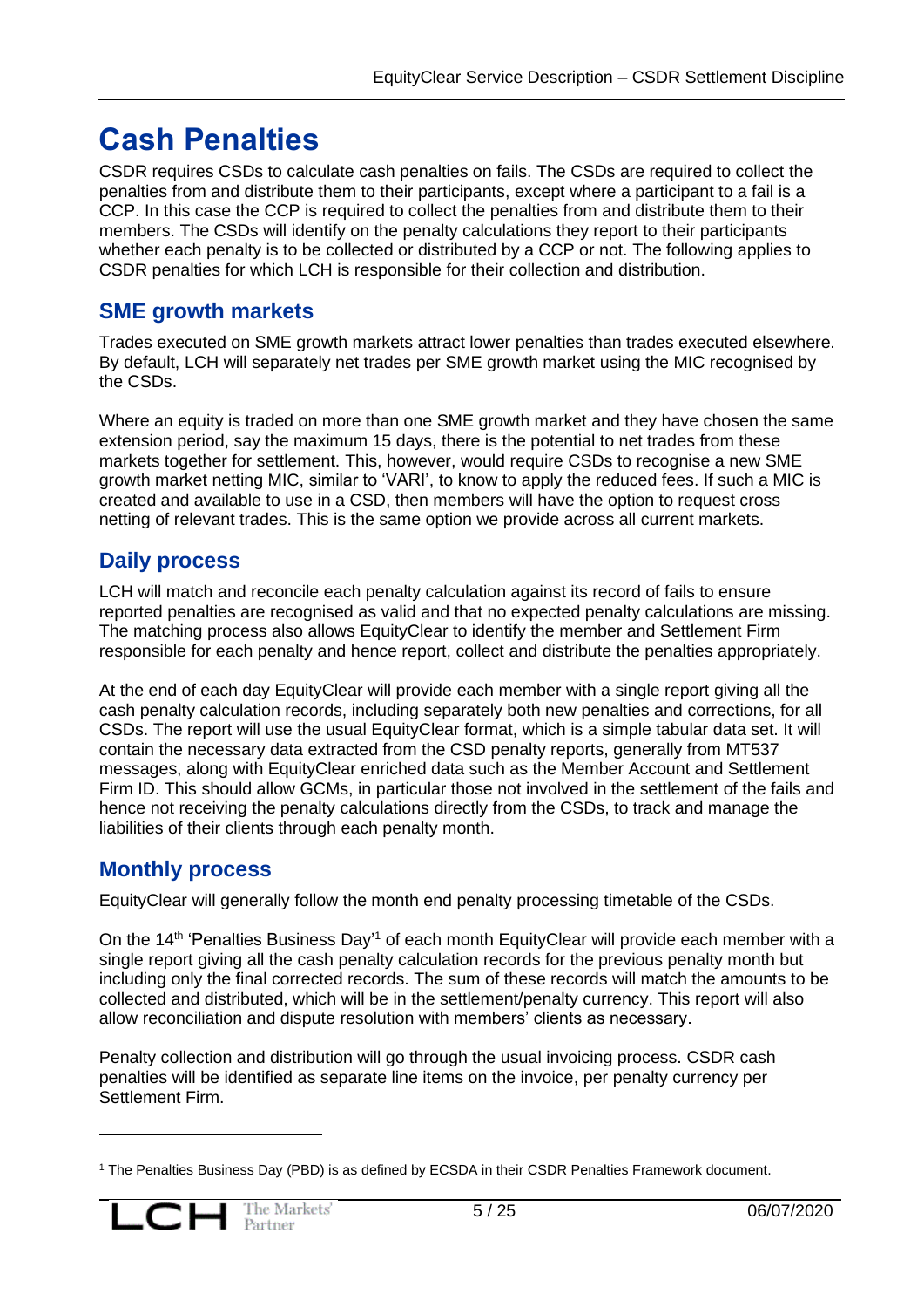# Cash Penalties

CSDR requires CSDs to calculate cash penalties on fails. The CSDs are required to collect the penalties from and distribute them to their participants, except where a participant to a fail is a CCP. In this case the CCP is required to collect the penalties from and distribute them to their members. The CSDs will identify on the penalty calculations they report to their participants whether each penalty is to be collected or distributed by a CCP or not. The following applies to CSDR penalties for which LCH is responsible for their collection and distribution.

## SME growth markets

Trades executed on SME growth markets attract lower penalties than trades executed elsewhere. By default, LCH will separately net trades per SME growth market using the MIC recognised by the CSDs.

Where an equity is traded on more than one SME growth market and they have chosen the same extension period, say the maximum 15 days, there is the potential to net trades from these markets together for settlement. This, however, would require CSDs to recognise a new SME growth market netting MIC, similar to 'VARI', to know to apply the reduced fees. If such a MIC is created and available to use in a CSD, then members will have the option to request cross netting of relevant trades. This is the same option we provide across all current markets.

## Daily process

LCH will match and reconcile each penalty calculation against its record of fails to ensure reported penalties are recognised as valid and that no expected penalty calculations are missing. The matching process also allows EquityClear to identify the member and Settlement Firm responsible for each penalty and hence report, collect and distribute the penalties appropriately.

At the end of each day EquityClear will provide each member with a single report giving all the cash penalty calculation records, including separately both new penalties and corrections, for all CSDs. The report will use the usual EquityClear format, which is a simple tabular data set. It will contain the necessary data extracted from the CSD penalty reports, generally from MT537 messages, along with EquityClear enriched data such as the Member Account and Settlement Firm ID. This should allow GCMs, in particular those not involved in the settlement of the fails and hence not receiving the penalty calculations directly from the CSDs, to track and manage the liabilities of their clients through each penalty month.

## Monthly process

EquityClear will generally follow the month end penalty processing timetable of the CSDs.

On the 14th 'Penalties Business Day'[1] of each month EquityClear will provide each member with a single report giving all the cash penalty calculation records for the previous penalty month but including only the final corrected records. The sum of these records will match the amounts to be collected and distributed, which will be in the settlement/penalty currency. This report will also allow reconciliation and dispute resolution with members' clients as necessary.

Penalty collection and distribution will go through the usual invoicing process. CSDR cash penalties will be identified as separate line items on the invoice, per penalty currency per Settlement Firm.

[1] The Penalties Business Day (PBD) is as defined by ECSDA in their CSDR Penalties Framework document.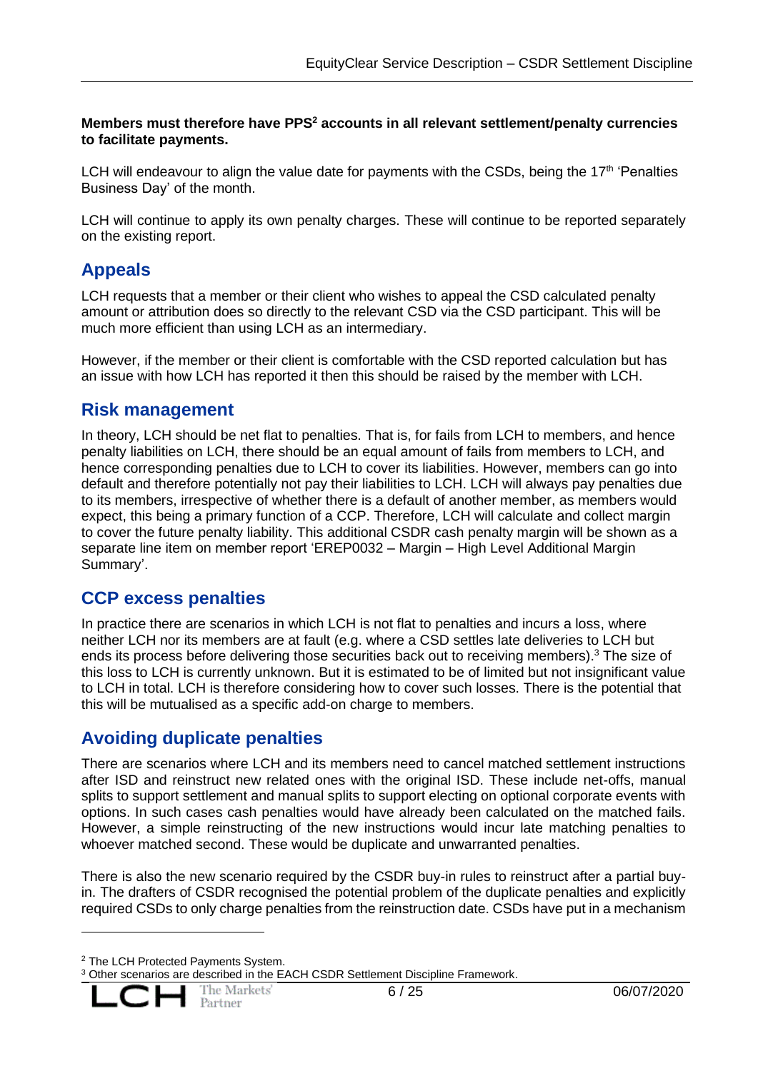**Members must therefore have PPS[2] accounts in all relevant settlement/penalty currencies to facilitate payments.**

LCH will endeavour to align the value date for payments with the CSDs, being the 17th 'Penalties Business Day' of the month.

LCH will continue to apply its own penalty charges. These will continue to be reported separately on the existing report.

## Appeals

LCH requests that a member or their client who wishes to appeal the CSD calculated penalty amount or attribution does so directly to the relevant CSD via the CSD participant. This will be much more efficient than using LCH as an intermediary.

However, if the member or their client is comfortable with the CSD reported calculation but has an issue with how LCH has reported it then this should be raised by the member with LCH.

## Risk management

In theory, LCH should be net flat to penalties. That is, for fails from LCH to members, and hence penalty liabilities on LCH, there should be an equal amount of fails from members to LCH, and hence corresponding penalties due to LCH to cover its liabilities. However, members can go into default and therefore potentially not pay their liabilities to LCH. LCH will always pay penalties due to its members, irrespective of whether there is a default of another member, as members would expect, this being a primary function of a CCP. Therefore, LCH will calculate and collect margin to cover the future penalty liability. This additional CSDR cash penalty margin will be shown as a separate line item on member report 'EREP0032 – Margin – High Level Additional Margin Summary'.

## CCP excess penalties

In practice there are scenarios in which LCH is not flat to penalties and incurs a loss, where neither LCH nor its members are at fault (e.g. where a CSD settles late deliveries to LCH but ends its process before delivering those securities back out to receiving members).[3] The size of this loss to LCH is currently unknown. But it is estimated to be of limited but not insignificant value to LCH in total. LCH is therefore considering how to cover such losses. There is the potential that this will be mutualised as a specific add-on charge to members.

## Avoiding duplicate penalties

There are scenarios where LCH and its members need to cancel matched settlement instructions after ISD and reinstruct new related ones with the original ISD. These include net-offs, manual splits to support settlement and manual splits to support electing on optional corporate events with options. In such cases cash penalties would have already been calculated on the matched fails. However, a simple reinstructing of the new instructions would incur late matching penalties to whoever matched second. These would be duplicate and unwarranted penalties.

There is also the new scenario required by the CSDR buy-in rules to reinstruct after a partial buy-in. The drafters of CSDR recognised the potential problem of the duplicate penalties and explicitly required CSDs to only charge penalties from the reinstruction date. CSDs have put in a mechanism

---

[2] The LCH Protected Payments System.

[3] Other scenarios are described in the EACH CSDR Settlement Discipline Framework.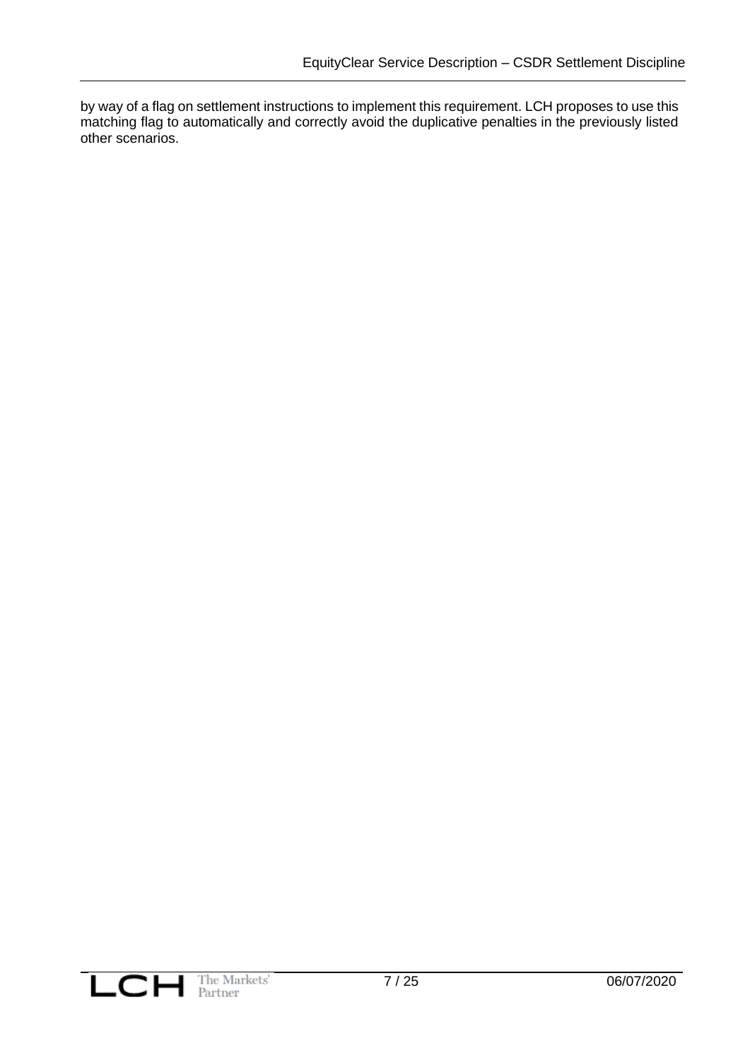by way of a flag on settlement instructions to implement this requirement. LCH proposes to use this matching flag to automatically and correctly avoid the duplicative penalties in the previously listed other scenarios.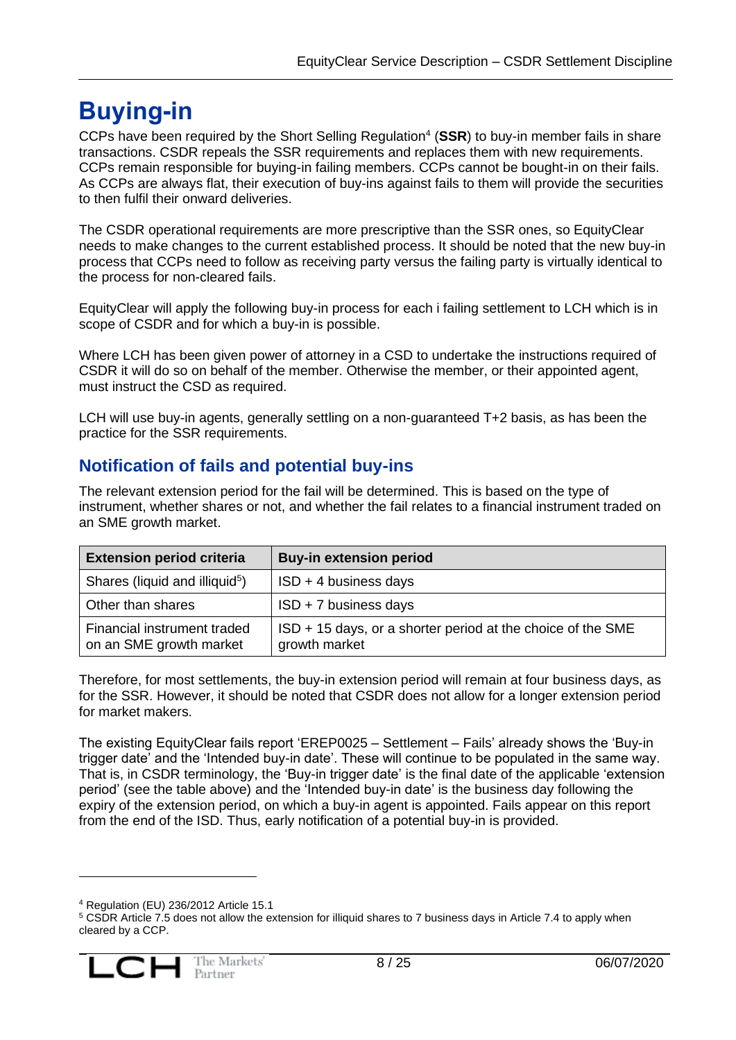# Buying-in

CCPs have been required by the Short Selling Regulation[4] (**SSR**) to buy-in member fails in share transactions. CSDR repeals the SSR requirements and replaces them with new requirements. CCPs remain responsible for buying-in failing members. CCPs cannot be bought-in on their fails. As CCPs are always flat, their execution of buy-ins against fails to them will provide the securities to then fulfil their onward deliveries.

The CSDR operational requirements are more prescriptive than the SSR ones, so EquityClear needs to make changes to the current established process. It should be noted that the new buy-in process that CCPs need to follow as receiving party versus the failing party is virtually identical to the process for non-cleared fails.

EquityClear will apply the following buy-in process for each i failing settlement to LCH which is in scope of CSDR and for which a buy-in is possible.

Where LCH has been given power of attorney in a CSD to undertake the instructions required of CSDR it will do so on behalf of the member. Otherwise the member, or their appointed agent, must instruct the CSD as required.

LCH will use buy-in agents, generally settling on a non-guaranteed T+2 basis, as has been the practice for the SSR requirements.

## Notification of fails and potential buy-ins

The relevant extension period for the fail will be determined. This is based on the type of instrument, whether shares or not, and whether the fail relates to a financial instrument traded on an SME growth market.

| Extension period criteria | Buy-in extension period |
|---|---|
| Shares (liquid and illiquid[5]) | ISD + 4 business days |
| Other than shares | ISD + 7 business days |
| Financial instrument traded on an SME growth market | ISD + 15 days, or a shorter period at the choice of the SME growth market |

Therefore, for most settlements, the buy-in extension period will remain at four business days, as for the SSR. However, it should be noted that CSDR does not allow for a longer extension period for market makers.

The existing EquityClear fails report 'EREP0025 – Settlement – Fails' already shows the 'Buy-in trigger date' and the 'Intended buy-in date'. These will continue to be populated in the same way. That is, in CSDR terminology, the 'Buy-in trigger date' is the final date of the applicable 'extension period' (see the table above) and the 'Intended buy-in date' is the business day following the expiry of the extension period, on which a buy-in agent is appointed. Fails appear on this report from the end of the ISD. Thus, early notification of a potential buy-in is provided.

---

[4] Regulation (EU) 236/2012 Article 15.1

[5] CSDR Article 7.5 does not allow the extension for illiquid shares to 7 business days in Article 7.4 to apply when cleared by a CCP.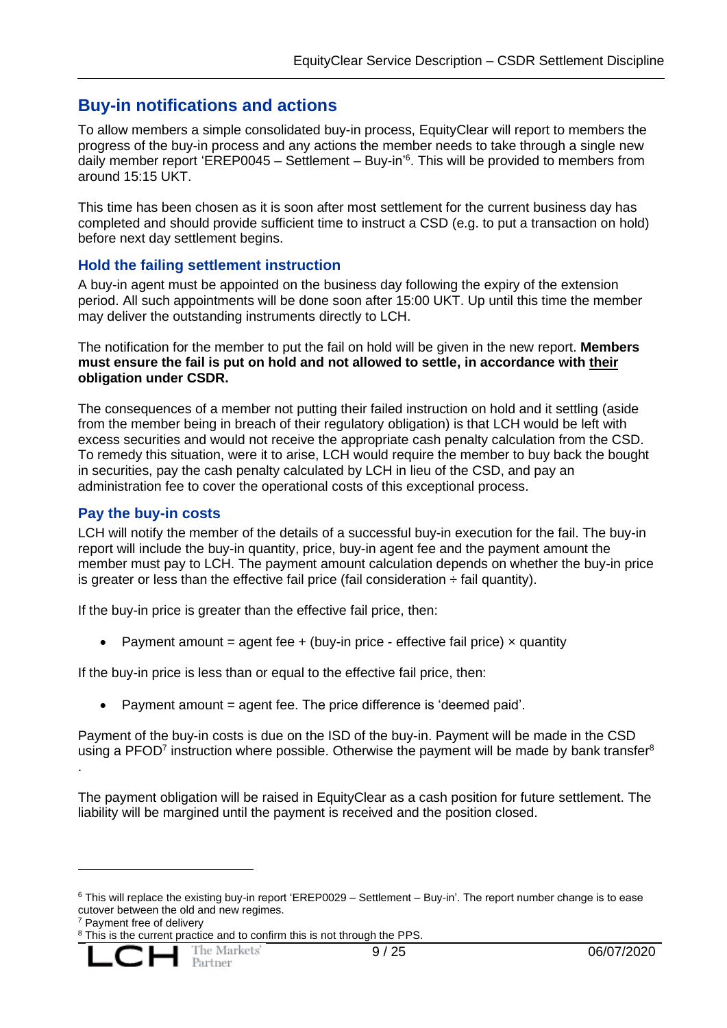## Buy-in notifications and actions

To allow members a simple consolidated buy-in process, EquityClear will report to members the progress of the buy-in process and any actions the member needs to take through a single new daily member report 'EREP0045 – Settlement – Buy-in'[6]. This will be provided to members from around 15:15 UKT.

This time has been chosen as it is soon after most settlement for the current business day has completed and should provide sufficient time to instruct a CSD (e.g. to put a transaction on hold) before next day settlement begins.

### Hold the failing settlement instruction

A buy-in agent must be appointed on the business day following the expiry of the extension period. All such appointments will be done soon after 15:00 UKT. Up until this time the member may deliver the outstanding instruments directly to LCH.

The notification for the member to put the fail on hold will be given in the new report. **Members must ensure the fail is put on hold and not allowed to settle, in accordance with <u>their</u> obligation under CSDR.**

The consequences of a member not putting their failed instruction on hold and it settling (aside from the member being in breach of their regulatory obligation) is that LCH would be left with excess securities and would not receive the appropriate cash penalty calculation from the CSD. To remedy this situation, were it to arise, LCH would require the member to buy back the bought in securities, pay the cash penalty calculated by LCH in lieu of the CSD, and pay an administration fee to cover the operational costs of this exceptional process.

### Pay the buy-in costs

LCH will notify the member of the details of a successful buy-in execution for the fail. The buy-in report will include the buy-in quantity, price, buy-in agent fee and the payment amount the member must pay to LCH. The payment amount calculation depends on whether the buy-in price is greater or less than the effective fail price (fail consideration ÷ fail quantity).

If the buy-in price is greater than the effective fail price, then:

- Payment amount = agent fee + (buy-in price - effective fail price) × quantity

If the buy-in price is less than or equal to the effective fail price, then:

- Payment amount = agent fee. The price difference is 'deemed paid'.

Payment of the buy-in costs is due on the ISD of the buy-in. Payment will be made in the CSD using a PFOD[7] instruction where possible. Otherwise the payment will be made by bank transfer[8].

The payment obligation will be raised in EquityClear as a cash position for future settlement. The liability will be margined until the payment is received and the position closed.

---

[6] This will replace the existing buy-in report 'EREP0029 – Settlement – Buy-in'. The report number change is to ease cutover between the old and new regimes.

[7] Payment free of delivery

[8] This is the current practice and to confirm this is not through the PPS.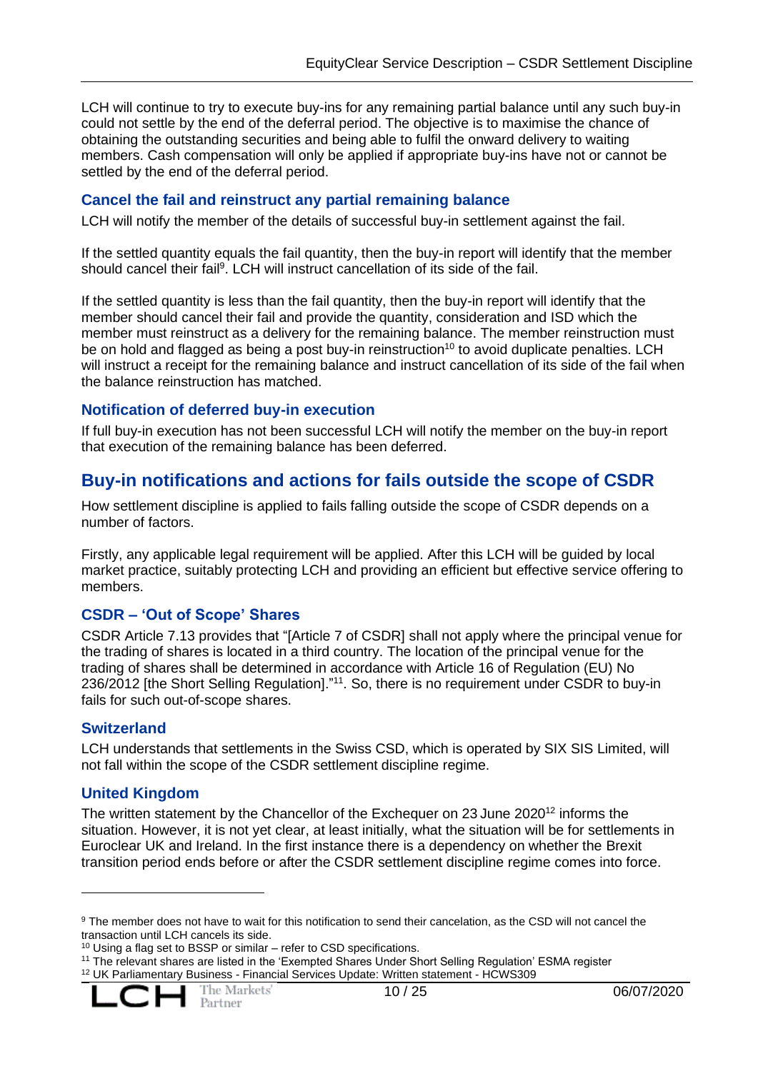LCH will continue to try to execute buy-ins for any remaining partial balance until any such buy-in could not settle by the end of the deferral period. The objective is to maximise the chance of obtaining the outstanding securities and being able to fulfil the onward delivery to waiting members. Cash compensation will only be applied if appropriate buy-ins have not or cannot be settled by the end of the deferral period.

### Cancel the fail and reinstruct any partial remaining balance

LCH will notify the member of the details of successful buy-in settlement against the fail.

If the settled quantity equals the fail quantity, then the buy-in report will identify that the member should cancel their fail[9]. LCH will instruct cancellation of its side of the fail.

If the settled quantity is less than the fail quantity, then the buy-in report will identify that the member should cancel their fail and provide the quantity, consideration and ISD which the member must reinstruct as a delivery for the remaining balance. The member reinstruction must be on hold and flagged as being a post buy-in reinstruction[10] to avoid duplicate penalties. LCH will instruct a receipt for the remaining balance and instruct cancellation of its side of the fail when the balance reinstruction has matched.

### Notification of deferred buy-in execution

If full buy-in execution has not been successful LCH will notify the member on the buy-in report that execution of the remaining balance has been deferred.

## Buy-in notifications and actions for fails outside the scope of CSDR

How settlement discipline is applied to fails falling outside the scope of CSDR depends on a number of factors.

Firstly, any applicable legal requirement will be applied. After this LCH will be guided by local market practice, suitably protecting LCH and providing an efficient but effective service offering to members.

### CSDR – 'Out of Scope' Shares

CSDR Article 7.13 provides that "[Article 7 of CSDR] shall not apply where the principal venue for the trading of shares is located in a third country. The location of the principal venue for the trading of shares shall be determined in accordance with Article 16 of Regulation (EU) No 236/2012 [the Short Selling Regulation]."[11]. So, there is no requirement under CSDR to buy-in fails for such out-of-scope shares.

### Switzerland

LCH understands that settlements in the Swiss CSD, which is operated by SIX SIS Limited, will not fall within the scope of the CSDR settlement discipline regime.

### United Kingdom

The written statement by the Chancellor of the Exchequer on 23 June 2020[12] informs the situation. However, it is not yet clear, at least initially, what the situation will be for settlements in Euroclear UK and Ireland. In the first instance there is a dependency on whether the Brexit transition period ends before or after the CSDR settlement discipline regime comes into force.

---

[9] The member does not have to wait for this notification to send their cancelation, as the CSD will not cancel the transaction until LCH cancels its side.

[10] Using a flag set to BSSP or similar – refer to CSD specifications.

[11] The relevant shares are listed in the 'Exempted Shares Under Short Selling Regulation' ESMA register

[12] UK Parliamentary Business - Financial Services Update: Written statement - HCWS309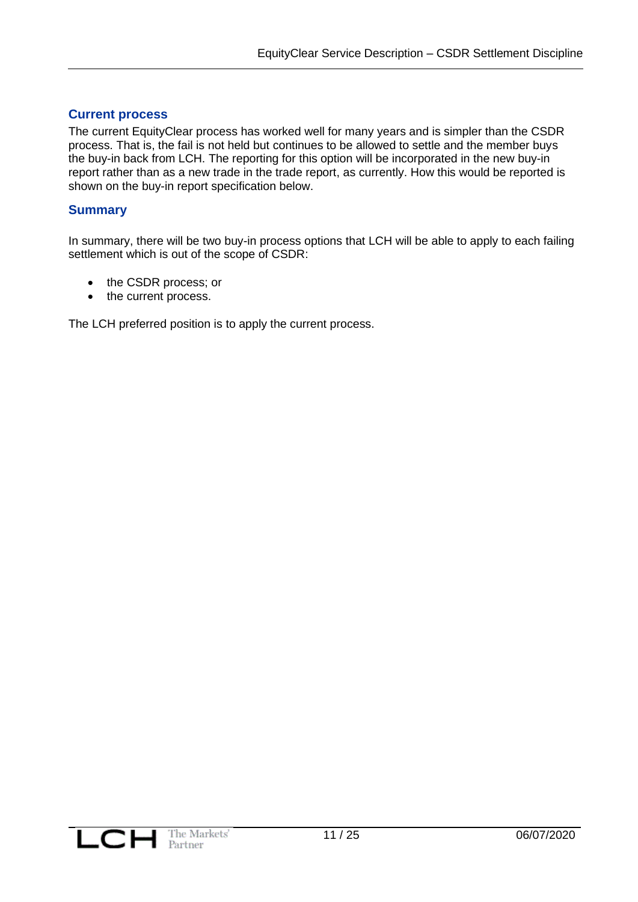### Current process

The current EquityClear process has worked well for many years and is simpler than the CSDR process. That is, the fail is not held but continues to be allowed to settle and the member buys the buy-in back from LCH. The reporting for this option will be incorporated in the new buy-in report rather than as a new trade in the trade report, as currently. How this would be reported is shown on the buy-in report specification below.

### Summary

In summary, there will be two buy-in process options that LCH will be able to apply to each failing settlement which is out of the scope of CSDR:

- the CSDR process; or
- the current process.

The LCH preferred position is to apply the current process.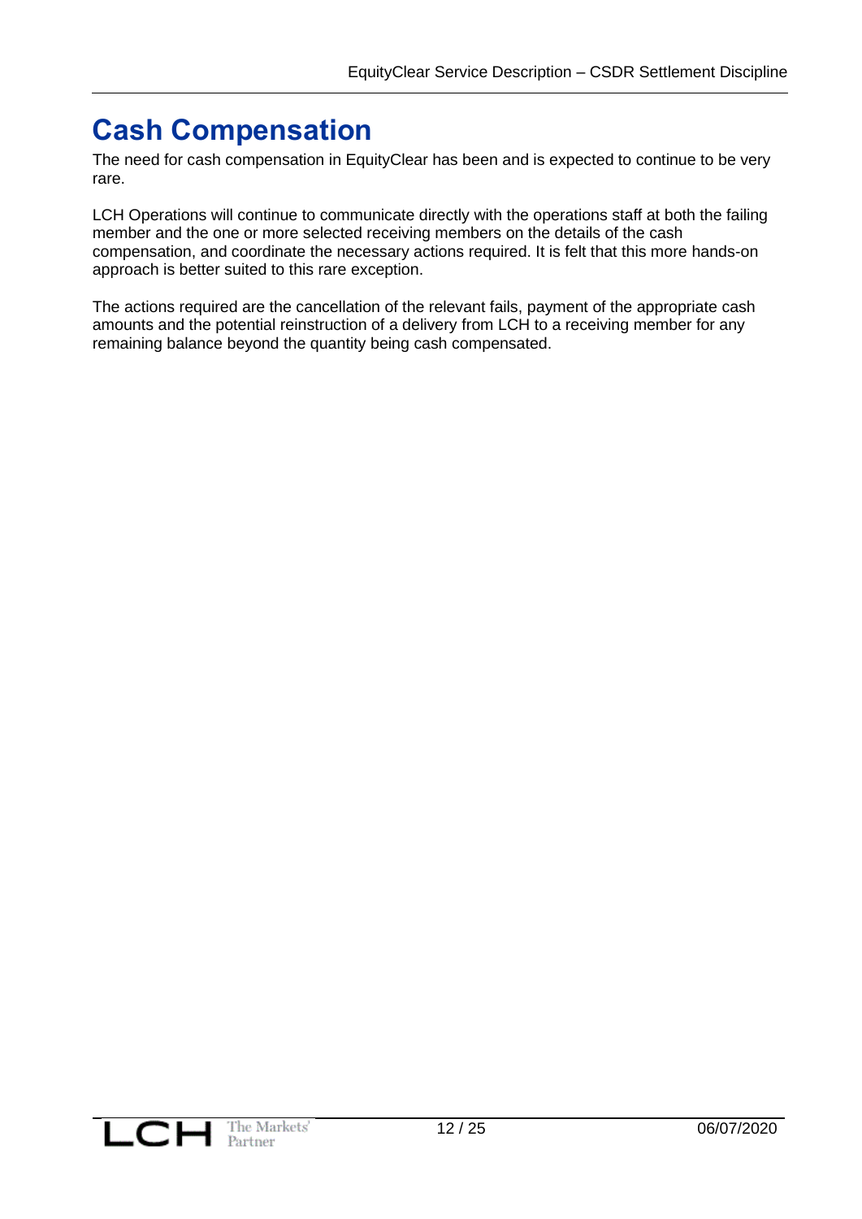# Cash Compensation

The need for cash compensation in EquityClear has been and is expected to continue to be very rare.

LCH Operations will continue to communicate directly with the operations staff at both the failing member and the one or more selected receiving members on the details of the cash compensation, and coordinate the necessary actions required. It is felt that this more hands-on approach is better suited to this rare exception.

The actions required are the cancellation of the relevant fails, payment of the appropriate cash amounts and the potential reinstruction of a delivery from LCH to a receiving member for any remaining balance beyond the quantity being cash compensated.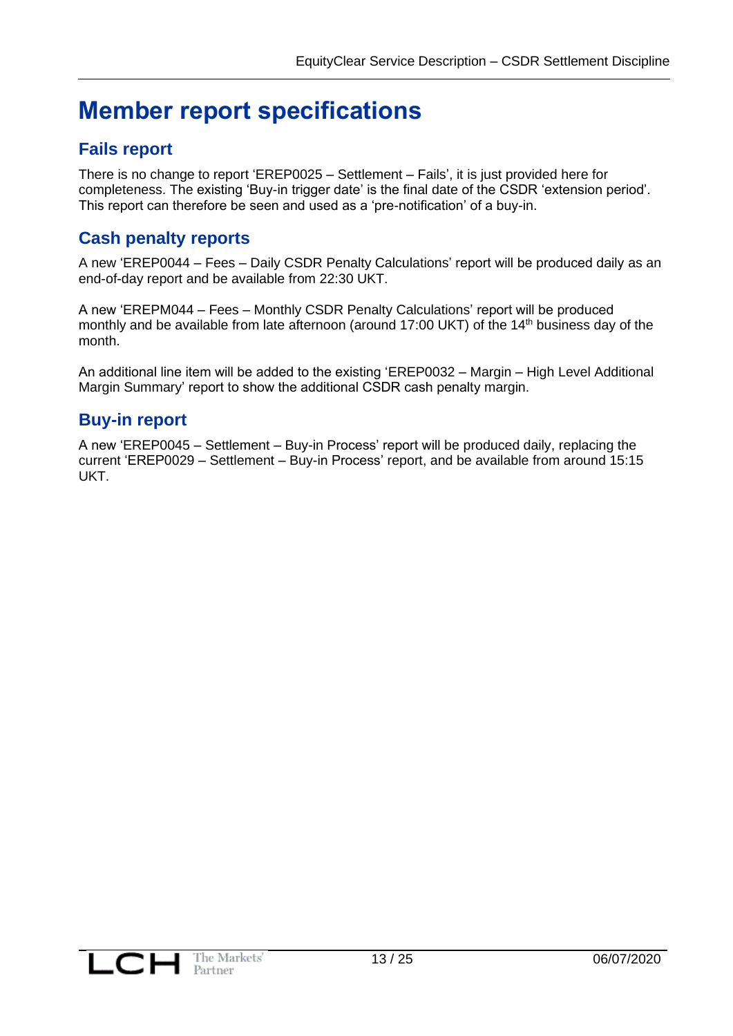# Member report specifications

## Fails report

There is no change to report 'EREP0025 – Settlement – Fails', it is just provided here for completeness. The existing 'Buy-in trigger date' is the final date of the CSDR 'extension period'. This report can therefore be seen and used as a 'pre-notification' of a buy-in.

## Cash penalty reports

A new 'EREP0044 – Fees – Daily CSDR Penalty Calculations' report will be produced daily as an end-of-day report and be available from 22:30 UKT.

A new 'EREPM044 – Fees – Monthly CSDR Penalty Calculations' report will be produced monthly and be available from late afternoon (around 17:00 UKT) of the 14th business day of the month.

An additional line item will be added to the existing 'EREP0032 – Margin – High Level Additional Margin Summary' report to show the additional CSDR cash penalty margin.

## Buy-in report

A new 'EREP0045 – Settlement – Buy-in Process' report will be produced daily, replacing the current 'EREP0029 – Settlement – Buy-in Process' report, and be available from around 15:15 UKT.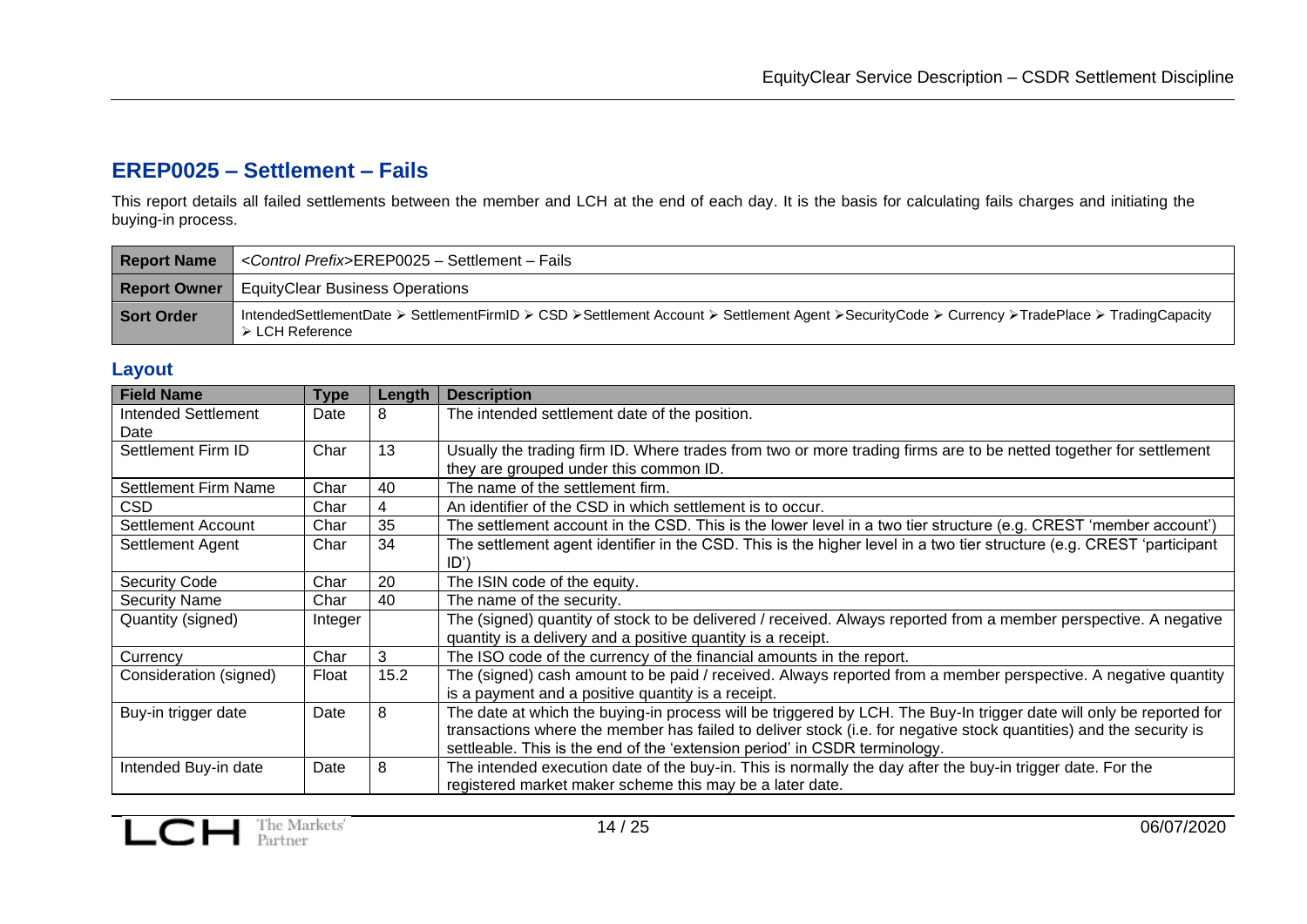## EREP0025 – Settlement – Fails

This report details all failed settlements between the member and LCH at the end of each day. It is the basis for calculating fails charges and initiating the buying-in process.

| | |
|---|---|
| **Report Name** | *<Control Prefix>*EREP0025 – Settlement – Fails |
| **Report Owner** | EquityClear Business Operations |
| **Sort Order** | IntendedSettlementDate ➢ SettlementFirmID ➢ CSD ➢Settlement Account ➢ Settlement Agent ➢SecurityCode ➢ Currency ➢TradePlace ➢ TradingCapacity ➢ LCH Reference |

### Layout

| Field Name | Type | Length | Description |
|---|---|---|---|
| Intended Settlement Date | Date | 8 | The intended settlement date of the position. |
| Settlement Firm ID | Char | 13 | Usually the trading firm ID. Where trades from two or more trading firms are to be netted together for settlement they are grouped under this common ID. |
| Settlement Firm Name | Char | 40 | The name of the settlement firm. |
| CSD | Char | 4 | An identifier of the CSD in which settlement is to occur. |
| Settlement Account | Char | 35 | The settlement account in the CSD. This is the lower level in a two tier structure (e.g. CREST 'member account') |
| Settlement Agent | Char | 34 | The settlement agent identifier in the CSD. This is the higher level in a two tier structure (e.g. CREST 'participant ID') |
| Security Code | Char | 20 | The ISIN code of the equity. |
| Security Name | Char | 40 | The name of the security. |
| Quantity (signed) | Integer | | The (signed) quantity of stock to be delivered / received. Always reported from a member perspective. A negative quantity is a delivery and a positive quantity is a receipt. |
| Currency | Char | 3 | The ISO code of the currency of the financial amounts in the report. |
| Consideration (signed) | Float | 15.2 | The (signed) cash amount to be paid / received. Always reported from a member perspective. A negative quantity is a payment and a positive quantity is a receipt. |
| Buy-in trigger date | Date | 8 | The date at which the buying-in process will be triggered by LCH. The Buy-In trigger date will only be reported for transactions where the member has failed to deliver stock (i.e. for negative stock quantities) and the security is settleable. This is the end of the 'extension period' in CSDR terminology. |
| Intended Buy-in date | Date | 8 | The intended execution date of the buy-in. This is normally the day after the buy-in trigger date. For the registered market maker scheme this may be a later date. |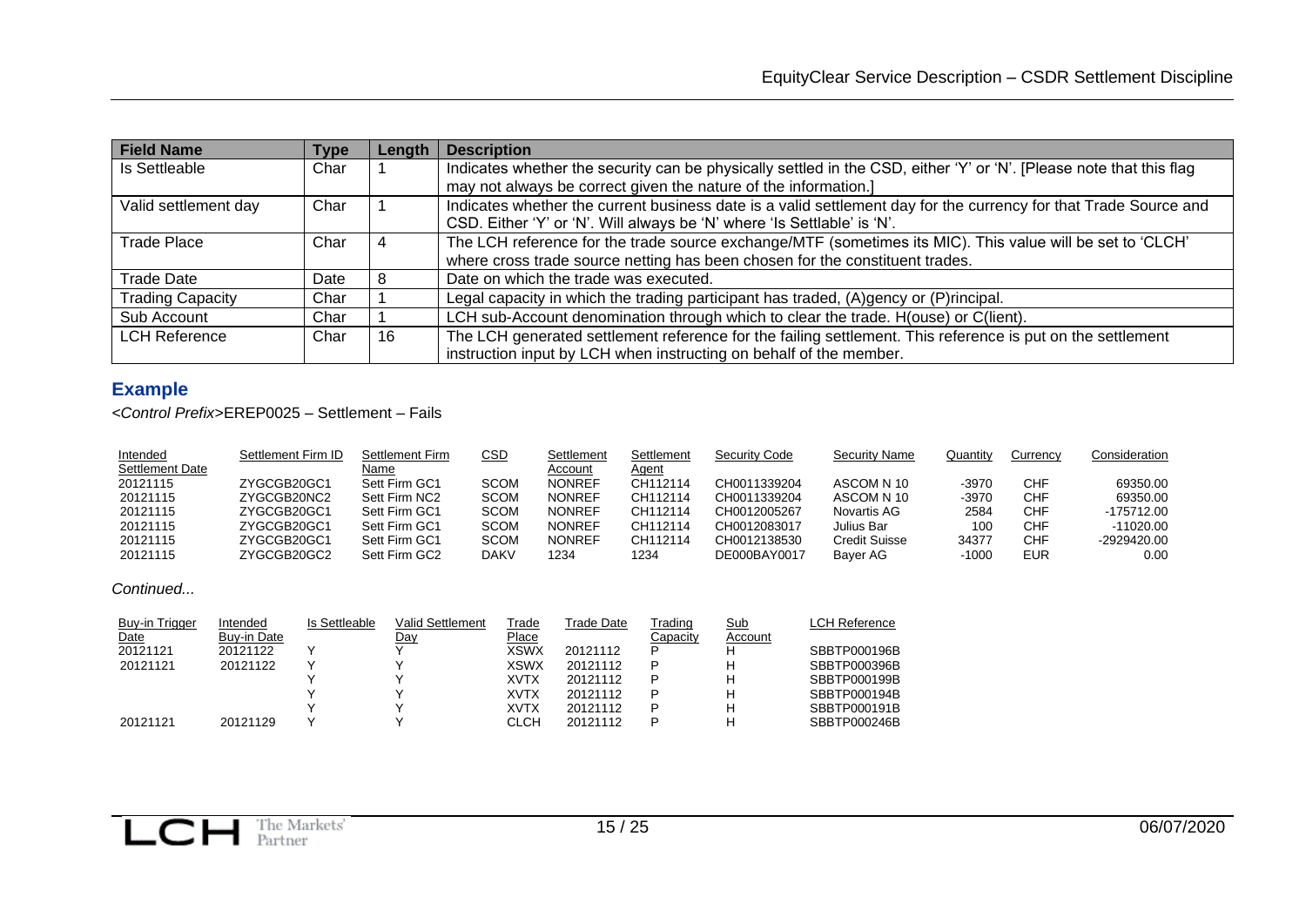| Field Name | Type | Length | Description |
|---|---|---|---|
| Is Settleable | Char | 1 | Indicates whether the security can be physically settled in the CSD, either 'Y' or 'N'. [Please note that this flag may not always be correct given the nature of the information.] |
| Valid settlement day | Char | 1 | Indicates whether the current business date is a valid settlement day for the currency for that Trade Source and CSD. Either 'Y' or 'N'. Will always be 'N' where 'Is Settlable' is 'N'. |
| Trade Place | Char | 4 | The LCH reference for the trade source exchange/MTF (sometimes its MIC). This value will be set to 'CLCH' where cross trade source netting has been chosen for the constituent trades. |
| Trade Date | Date | 8 | Date on which the trade was executed. |
| Trading Capacity | Char | 1 | Legal capacity in which the trading participant has traded, (A)gency or (P)rincipal. |
| Sub Account | Char | 1 | LCH sub-Account denomination through which to clear the trade. H(ouse) or C(lient). |
| LCH Reference | Char | 16 | The LCH generated settlement reference for the failing settlement. This reference is put on the settlement instruction input by LCH when instructing on behalf of the member. |

## Example

*<Control Prefix>*EREP0025 – Settlement – Fails

| Intended Settlement Date | Settlement Firm ID | Settlement Firm Name | CSD | Settlement Account | Settlement Agent | Security Code | Security Name | Quantity | Currency | Consideration |
|---|---|---|---|---|---|---|---|---|---|---|
| 20121115 | ZYGCGB20GC1 | Sett Firm GC1 | SCOM | NONREF | CH112114 | CH0011339204 | ASCOM N 10 | -3970 | CHF | 69350.00 |
| 20121115 | ZYGCGB20NC2 | Sett Firm NC2 | SCOM | NONREF | CH112114 | CH0011339204 | ASCOM N 10 | -3970 | CHF | 69350.00 |
| 20121115 | ZYGCGB20GC1 | Sett Firm GC1 | SCOM | NONREF | CH112114 | CH0012005267 | Novartis AG | 2584 | CHF | -175712.00 |
| 20121115 | ZYGCGB20GC1 | Sett Firm GC1 | SCOM | NONREF | CH112114 | CH0012083017 | Julius Bar | 100 | CHF | -11020.00 |
| 20121115 | ZYGCGB20GC1 | Sett Firm GC1 | SCOM | NONREF | CH112114 | CH0012138530 | Credit Suisse | 34377 | CHF | -2929420.00 |
| 20121115 | ZYGCGB20GC2 | Sett Firm GC2 | DAKV | 1234 | 1234 | DE000BAY0017 | Bayer AG | -1000 | EUR | 0.00 |

*Continued...*

| Buy-in Trigger Date | Intended Buy-in Date | Is Settleable | Valid Settlement Day | Trade Place | Trade Date | Trading Capacity | Sub Account | LCH Reference |
|---|---|---|---|---|---|---|---|---|
| 20121121 | 20121122 | Y | Y | XSWX | 20121112 | P | H | SBBTP000196B |
| 20121121 | 20121122 | Y | Y | XSWX | 20121112 | P | H | SBBTP000396B |
| | | Y | Y | XVTX | 20121112 | P | H | SBBTP000199B |
| | | Y | Y | XVTX | 20121112 | P | H | SBBTP000194B |
| | | Y | Y | XVTX | 20121112 | P | H | SBBTP000191B |
| 20121121 | 20121129 | Y | Y | CLCH | 20121112 | P | H | SBBTP000246B |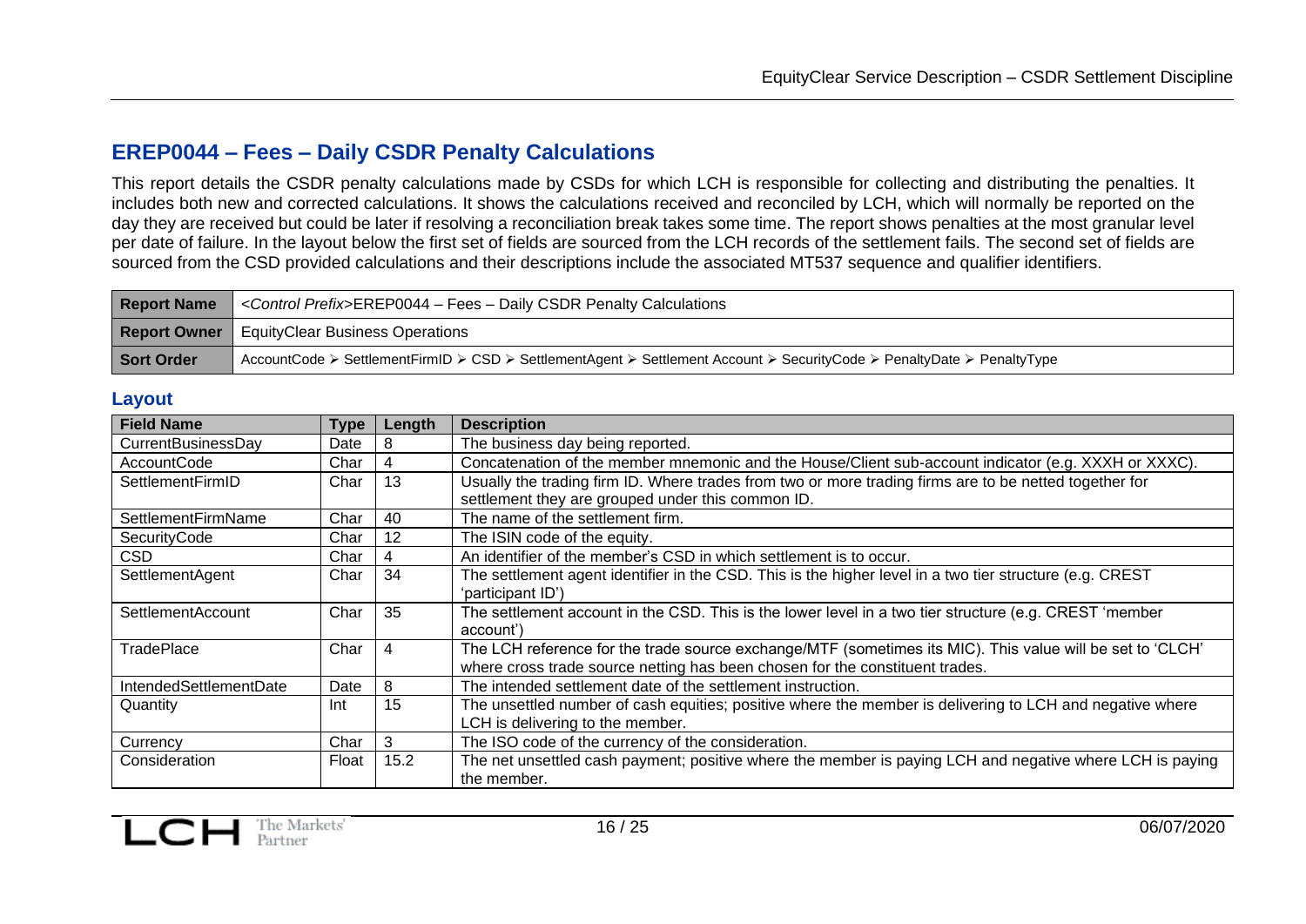## EREP0044 – Fees – Daily CSDR Penalty Calculations

This report details the CSDR penalty calculations made by CSDs for which LCH is responsible for collecting and distributing the penalties. It includes both new and corrected calculations. It shows the calculations received and reconciled by LCH, which will normally be reported on the day they are received but could be later if resolving a reconciliation break takes some time. The report shows penalties at the most granular level per date of failure. In the layout below the first set of fields are sourced from the LCH records of the settlement fails. The second set of fields are sourced from the CSD provided calculations and their descriptions include the associated MT537 sequence and qualifier identifiers.

| **Report Name** | *<Control Prefix>*EREP0044 – Fees – Daily CSDR Penalty Calculations |
|---|---|
| **Report Owner** | EquityClear Business Operations |
| **Sort Order** | AccountCode ➢ SettlementFirmID ➢ CSD ➢ SettlementAgent ➢ Settlement Account ➢ SecurityCode ➢ PenaltyDate ➢ PenaltyType |

### Layout

| Field Name | Type | Length | Description |
|---|---|---|---|
| CurrentBusinessDay | Date | 8 | The business day being reported. |
| AccountCode | Char | 4 | Concatenation of the member mnemonic and the House/Client sub-account indicator (e.g. XXXH or XXXC). |
| SettlementFirmID | Char | 13 | Usually the trading firm ID. Where trades from two or more trading firms are to be netted together for settlement they are grouped under this common ID. |
| SettlementFirmName | Char | 40 | The name of the settlement firm. |
| SecurityCode | Char | 12 | The ISIN code of the equity. |
| CSD | Char | 4 | An identifier of the member's CSD in which settlement is to occur. |
| SettlementAgent | Char | 34 | The settlement agent identifier in the CSD. This is the higher level in a two tier structure (e.g. CREST 'participant ID') |
| SettlementAccount | Char | 35 | The settlement account in the CSD. This is the lower level in a two tier structure (e.g. CREST 'member account') |
| TradePlace | Char | 4 | The LCH reference for the trade source exchange/MTF (sometimes its MIC). This value will be set to 'CLCH' where cross trade source netting has been chosen for the constituent trades. |
| IntendedSettlementDate | Date | 8 | The intended settlement date of the settlement instruction. |
| Quantity | Int | 15 | The unsettled number of cash equities; positive where the member is delivering to LCH and negative where LCH is delivering to the member. |
| Currency | Char | 3 | The ISO code of the currency of the consideration. |
| Consideration | Float | 15.2 | The net unsettled cash payment; positive where the member is paying LCH and negative where LCH is paying the member. |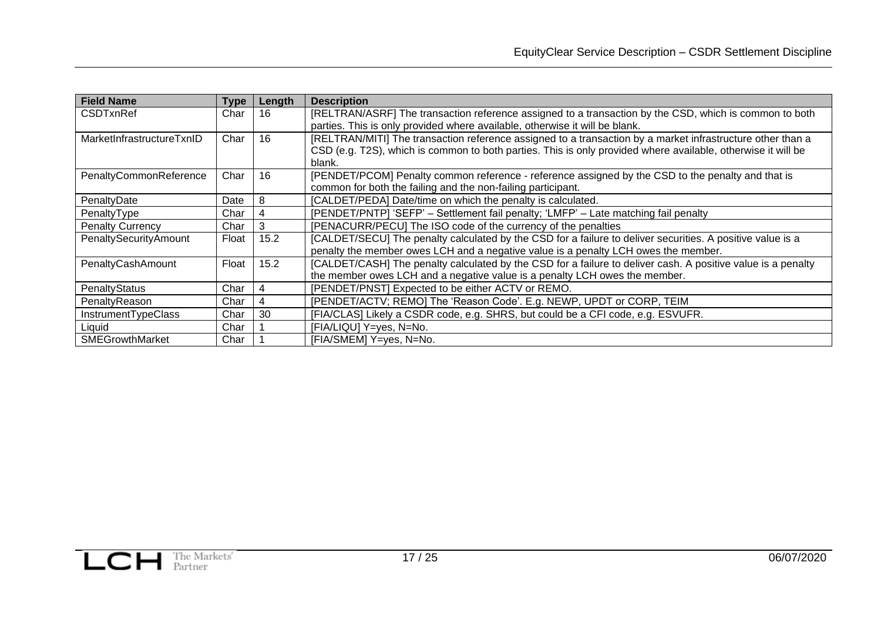| Field Name | Type | Length | Description |
|---|---|---|---|
| CSDTxnRef | Char | 16 | [RELTRAN/ASRF] The transaction reference assigned to a transaction by the CSD, which is common to both parties. This is only provided where available, otherwise it will be blank. |
| MarketInfrastructureTxnID | Char | 16 | [RELTRAN/MITI] The transaction reference assigned to a transaction by a market infrastructure other than a CSD (e.g. T2S), which is common to both parties. This is only provided where available, otherwise it will be blank. |
| PenaltyCommonReference | Char | 16 | [PENDET/PCOM] Penalty common reference - reference assigned by the CSD to the penalty and that is common for both the failing and the non-failing participant. |
| PenaltyDate | Date | 8 | [CALDET/PEDA] Date/time on which the penalty is calculated. |
| PenaltyType | Char | 4 | [PENDET/PNTP] 'SEFP' – Settlement fail penalty; 'LMFP' – Late matching fail penalty |
| Penalty Currency | Char | 3 | [PENACURR/PECU] The ISO code of the currency of the penalties |
| PenaltySecurityAmount | Float | 15.2 | [CALDET/SECU] The penalty calculated by the CSD for a failure to deliver securities. A positive value is a penalty the member owes LCH and a negative value is a penalty LCH owes the member. |
| PenaltyCashAmount | Float | 15.2 | [CALDET/CASH] The penalty calculated by the CSD for a failure to deliver cash. A positive value is a penalty the member owes LCH and a negative value is a penalty LCH owes the member. |
| PenaltyStatus | Char | 4 | [PENDET/PNST] Expected to be either ACTV or REMO. |
| PenaltyReason | Char | 4 | [PENDET/ACTV; REMO] The 'Reason Code'. E.g. NEWP, UPDT or CORP, TEIM |
| InstrumentTypeClass | Char | 30 | [FIA/CLAS] Likely a CSDR code, e.g. SHRS, but could be a CFI code, e.g. ESVUFR. |
| Liquid | Char | 1 | [FIA/LIQU] Y=yes, N=No. |
| SMEGrowthMarket | Char | 1 | [FIA/SMEM] Y=yes, N=No. |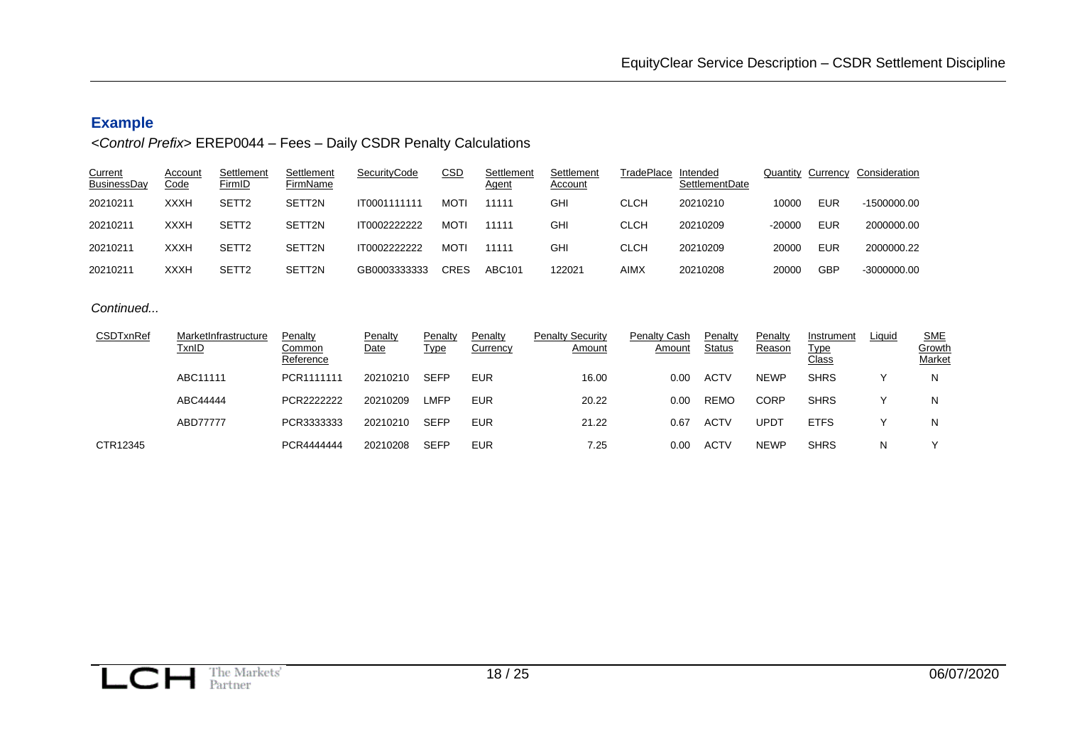## Example

*<Control Prefix>* EREP0044 – Fees – Daily CSDR Penalty Calculations

| Current BusinessDay | Account Code | Settlement FirmID | Settlement FirmName | SecurityCode | CSD | Settlement Agent | Settlement Account | TradePlace | Intended SettlementDate | Quantity | Currency | Consideration |
|---|---|---|---|---|---|---|---|---|---|---|---|---|
| 20210211 | XXXH | SETT2 | SETT2N | IT0001111111 | MOTI | 11111 | GHI | CLCH | 20210210 | 10000 | EUR | -1500000.00 |
| 20210211 | XXXH | SETT2 | SETT2N | IT0002222222 | MOTI | 11111 | GHI | CLCH | 20210209 | -20000 | EUR | 2000000.00 |
| 20210211 | XXXH | SETT2 | SETT2N | IT0002222222 | MOTI | 11111 | GHI | CLCH | 20210209 | 20000 | EUR | 2000000.22 |
| 20210211 | XXXH | SETT2 | SETT2N | GB0003333333 | CRES | ABC101 | 122021 | AIMX | 20210208 | 20000 | GBP | -3000000.00 |

*Continued...*

| CSDTxnRef | MarketInfrastructure TxnID | Penalty Common Reference | Penalty Date | Penalty Type | Penalty Currency | Penalty Security Amount | Penalty Cash Amount | Penalty Status | Penalty Reason | Instrument Type Class | Liquid | SME Growth Market |
|---|---|---|---|---|---|---|---|---|---|---|---|---|
| | ABC11111 | PCR1111111 | 20210210 | SEFP | EUR | 16.00 | 0.00 | ACTV | NEWP | SHRS | Y | N |
| | ABC44444 | PCR2222222 | 20210209 | LMFP | EUR | 20.22 | 0.00 | REMO | CORP | SHRS | Y | N |
| | ABD77777 | PCR3333333 | 20210210 | SEFP | EUR | 21.22 | 0.67 | ACTV | UPDT | ETFS | Y | N |
| CTR12345 | | PCR4444444 | 20210208 | SEFP | EUR | 7.25 | 0.00 | ACTV | NEWP | SHRS | N | Y |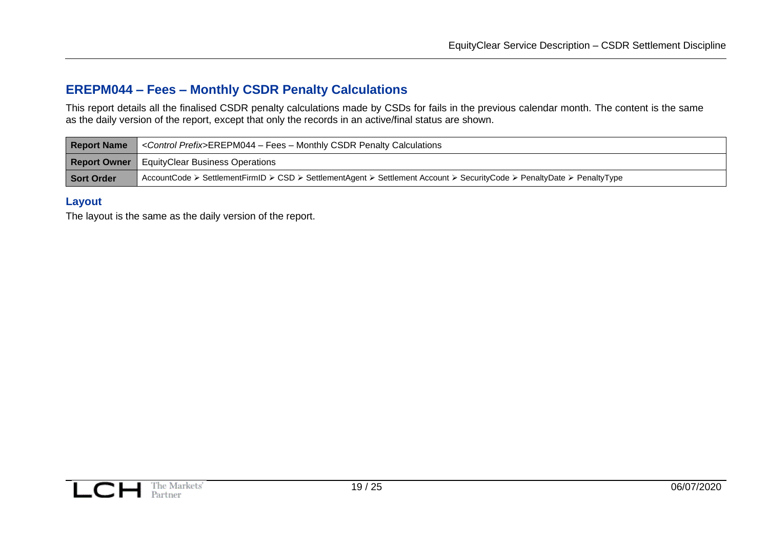## EREPM044 – Fees – Monthly CSDR Penalty Calculations

This report details all the finalised CSDR penalty calculations made by CSDs for fails in the previous calendar month. The content is the same as the daily version of the report, except that only the records in an active/final status are shown.

| | |
|---|---|
| **Report Name** | *<Control Prefix>*EREPM044 – Fees – Monthly CSDR Penalty Calculations |
| **Report Owner** | EquityClear Business Operations |
| **Sort Order** | AccountCode ➢ SettlementFirmID ➢ CSD ➢ SettlementAgent ➢ Settlement Account ➢ SecurityCode ➢ PenaltyDate ➢ PenaltyType |

### Layout

The layout is the same as the daily version of the report.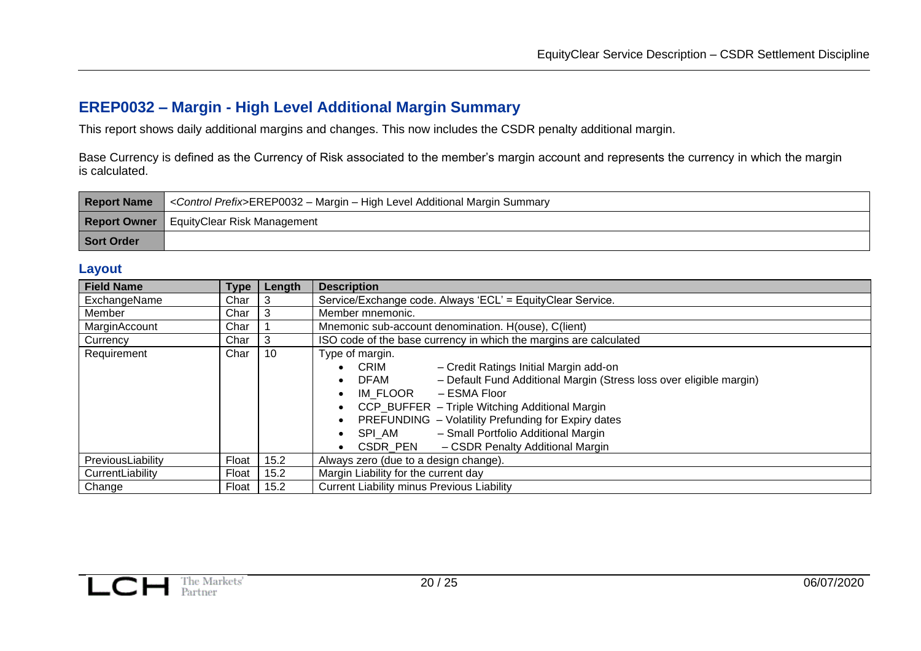## EREP0032 – Margin - High Level Additional Margin Summary

This report shows daily additional margins and changes. This now includes the CSDR penalty additional margin.

Base Currency is defined as the Currency of Risk associated to the member's margin account and represents the currency in which the margin is calculated.

| **Report Name** | *<Control Prefix>*EREP0032 – Margin – High Level Additional Margin Summary |
|---|---|
| **Report Owner** | EquityClear Risk Management |
| **Sort Order** | |

### Layout

| Field Name | Type | Length | Description |
|---|---|---|---|
| ExchangeName | Char | 3 | Service/Exchange code. Always 'ECL' = EquityClear Service. |
| Member | Char | 3 | Member mnemonic. |
| MarginAccount | Char | 1 | Mnemonic sub-account denomination. H(ouse), C(lient) |
| Currency | Char | 3 | ISO code of the base currency in which the margins are calculated |
| Requirement | Char | 10 | Type of margin.<br>• CRIM – Credit Ratings Initial Margin add-on<br>• DFAM – Default Fund Additional Margin (Stress loss over eligible margin)<br>• IM_FLOOR – ESMA Floor<br>• CCP_BUFFER – Triple Witching Additional Margin<br>• PREFUNDING – Volatility Prefunding for Expiry dates<br>• SPI_AM – Small Portfolio Additional Margin<br>• CSDR_PEN – CSDR Penalty Additional Margin |
| PreviousLiability | Float | 15.2 | Always zero (due to a design change). |
| CurrentLiability | Float | 15.2 | Margin Liability for the current day |
| Change | Float | 15.2 | Current Liability minus Previous Liability |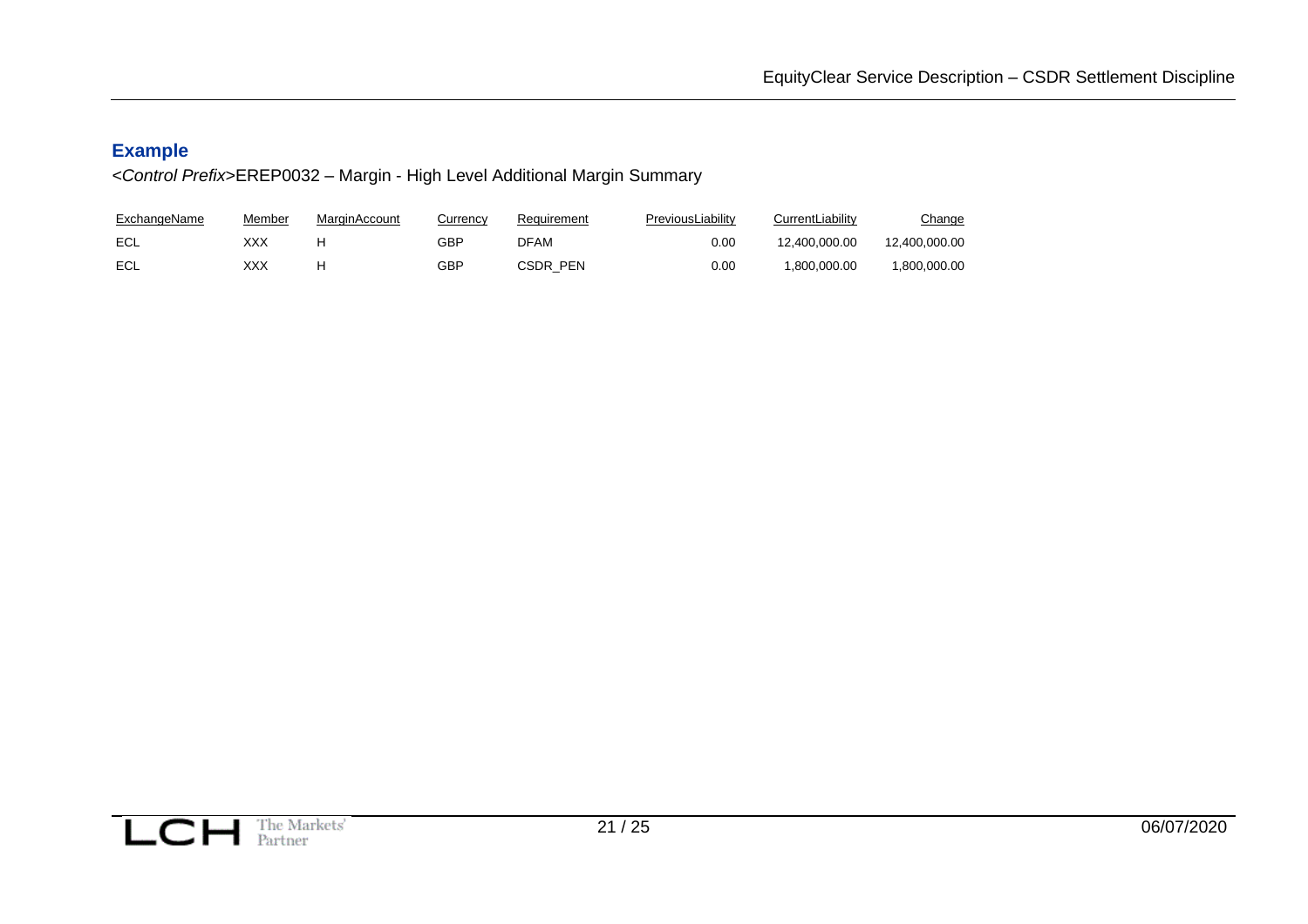## Example

*<Control Prefix>*EREP0032 – Margin - High Level Additional Margin Summary

| ExchangeName | Member | MarginAccount | Currency | Requirement | PreviousLiability | CurrentLiability | Change |
|---|---|---|---|---|---|---|---|
| ECL | XXX | H | GBP | DFAM | 0.00 | 12,400,000.00 | 12,400,000.00 |
| ECL | XXX | H | GBP | CSDR_PEN | 0.00 | 1,800,000.00 | 1,800,000.00 |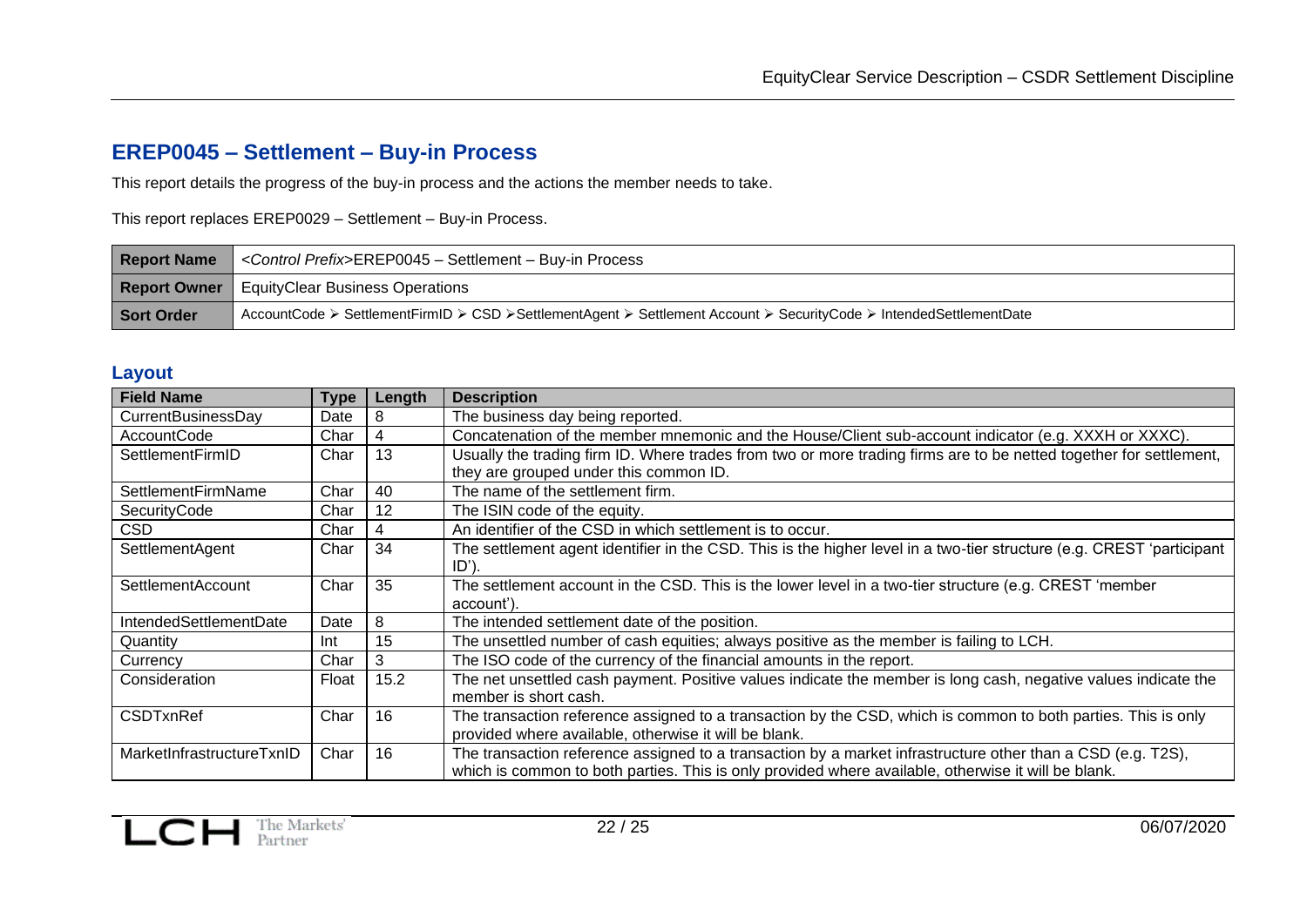## EREP0045 – Settlement – Buy-in Process

This report details the progress of the buy-in process and the actions the member needs to take.

This report replaces EREP0029 – Settlement – Buy-in Process.

| **Report Name** | *<Control Prefix>*EREP0045 – Settlement – Buy-in Process |
|---|---|
| **Report Owner** | EquityClear Business Operations |
| **Sort Order** | AccountCode ➢ SettlementFirmID ➢ CSD ➢SettlementAgent ➢ Settlement Account ➢ SecurityCode ➢ IntendedSettlementDate |

### Layout

| Field Name | Type | Length | Description |
|---|---|---|---|
| CurrentBusinessDay | Date | 8 | The business day being reported. |
| AccountCode | Char | 4 | Concatenation of the member mnemonic and the House/Client sub-account indicator (e.g. XXXH or XXXC). |
| SettlementFirmID | Char | 13 | Usually the trading firm ID. Where trades from two or more trading firms are to be netted together for settlement, they are grouped under this common ID. |
| SettlementFirmName | Char | 40 | The name of the settlement firm. |
| SecurityCode | Char | 12 | The ISIN code of the equity. |
| CSD | Char | 4 | An identifier of the CSD in which settlement is to occur. |
| SettlementAgent | Char | 34 | The settlement agent identifier in the CSD. This is the higher level in a two-tier structure (e.g. CREST 'participant ID'). |
| SettlementAccount | Char | 35 | The settlement account in the CSD. This is the lower level in a two-tier structure (e.g. CREST 'member account'). |
| IntendedSettlementDate | Date | 8 | The intended settlement date of the position. |
| Quantity | Int | 15 | The unsettled number of cash equities; always positive as the member is failing to LCH. |
| Currency | Char | 3 | The ISO code of the currency of the financial amounts in the report. |
| Consideration | Float | 15.2 | The net unsettled cash payment. Positive values indicate the member is long cash, negative values indicate the member is short cash. |
| CSDTxnRef | Char | 16 | The transaction reference assigned to a transaction by the CSD, which is common to both parties. This is only provided where available, otherwise it will be blank. |
| MarketInfrastructureTxnID | Char | 16 | The transaction reference assigned to a transaction by a market infrastructure other than a CSD (e.g. T2S), which is common to both parties. This is only provided where available, otherwise it will be blank. |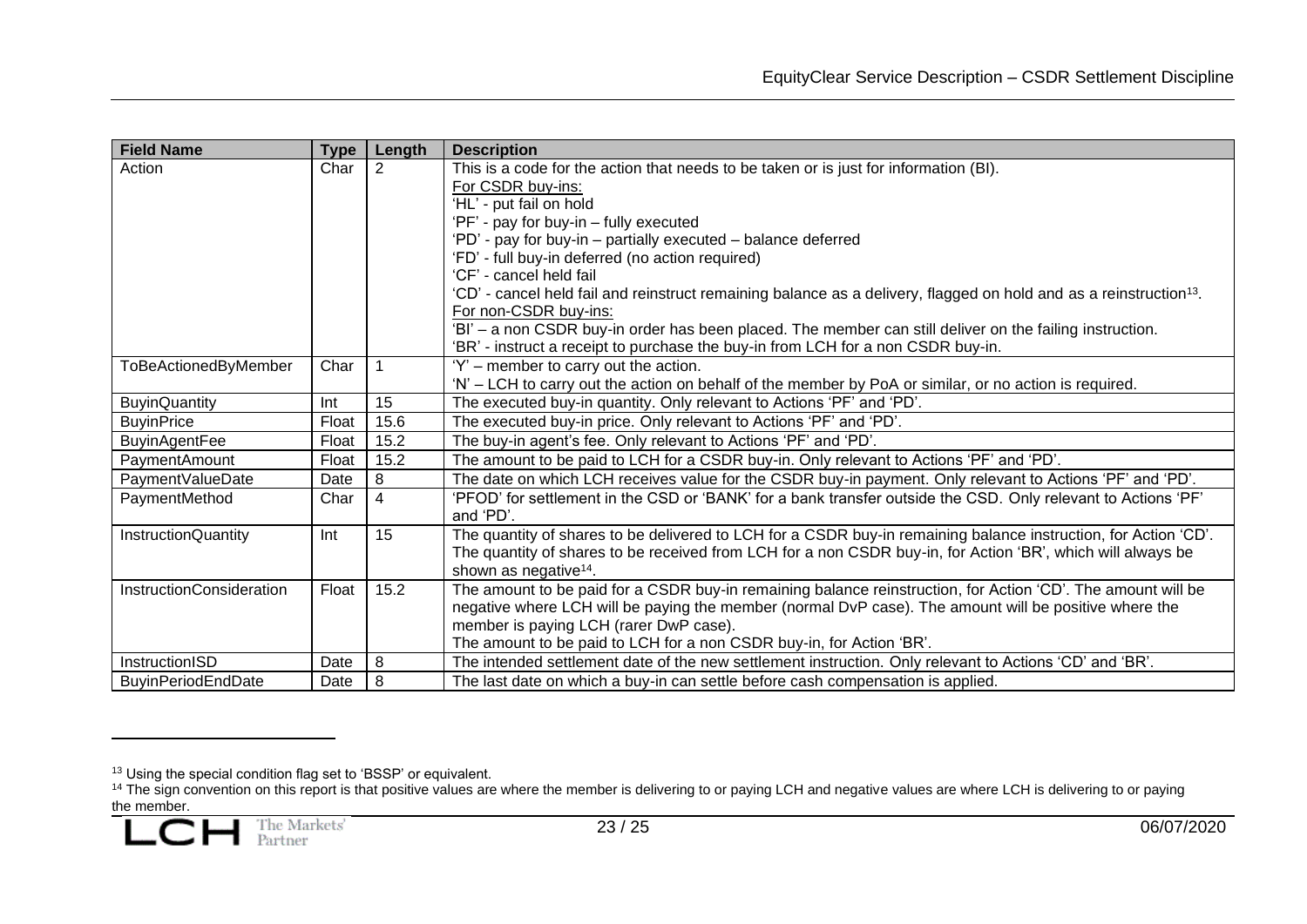| Field Name | Type | Length | Description |
|---|---|---|---|
| Action | Char | 2 | This is a code for the action that needs to be taken or is just for information (BI).<br>For CSDR buy-ins:<br>'HL' - put fail on hold<br>'PF' - pay for buy-in – fully executed<br>'PD' - pay for buy-in – partially executed – balance deferred<br>'FD' - full buy-in deferred (no action required)<br>'CF' - cancel held fail<br>'CD' - cancel held fail and reinstruct remaining balance as a delivery, flagged on hold and as a reinstruction[13].<br>For non-CSDR buy-ins:<br>'BI' – a non CSDR buy-in order has been placed. The member can still deliver on the failing instruction.<br>'BR' - instruct a receipt to purchase the buy-in from LCH for a non CSDR buy-in. |
| ToBeActionedByMember | Char | 1 | 'Y' – member to carry out the action.<br>'N' – LCH to carry out the action on behalf of the member by PoA or similar, or no action is required. |
| BuyinQuantity | Int | 15 | The executed buy-in quantity. Only relevant to Actions 'PF' and 'PD'. |
| BuyinPrice | Float | 15.6 | The executed buy-in price. Only relevant to Actions 'PF' and 'PD'. |
| BuyinAgentFee | Float | 15.2 | The buy-in agent's fee. Only relevant to Actions 'PF' and 'PD'. |
| PaymentAmount | Float | 15.2 | The amount to be paid to LCH for a CSDR buy-in. Only relevant to Actions 'PF' and 'PD'. |
| PaymentValueDate | Date | 8 | The date on which LCH receives value for the CSDR buy-in payment. Only relevant to Actions 'PF' and 'PD'. |
| PaymentMethod | Char | 4 | 'PFOD' for settlement in the CSD or 'BANK' for a bank transfer outside the CSD. Only relevant to Actions 'PF' and 'PD'. |
| InstructionQuantity | Int | 15 | The quantity of shares to be delivered to LCH for a CSDR buy-in remaining balance instruction, for Action 'CD'.<br>The quantity of shares to be received from LCH for a non CSDR buy-in, for Action 'BR', which will always be shown as negative[14]. |
| InstructionConsideration | Float | 15.2 | The amount to be paid for a CSDR buy-in remaining balance reinstruction, for Action 'CD'. The amount will be negative where LCH will be paying the member (normal DvP case). The amount will be positive where the member is paying LCH (rarer DwP case).<br>The amount to be paid to LCH for a non CSDR buy-in, for Action 'BR'. |
| InstructionISD | Date | 8 | The intended settlement date of the new settlement instruction. Only relevant to Actions 'CD' and 'BR'. |
| BuyinPeriodEndDate | Date | 8 | The last date on which a buy-in can settle before cash compensation is applied. |

---

[13] Using the special condition flag set to 'BSSP' or equivalent.

[14] The sign convention on this report is that positive values are where the member is delivering to or paying LCH and negative values are where LCH is delivering to or paying the member.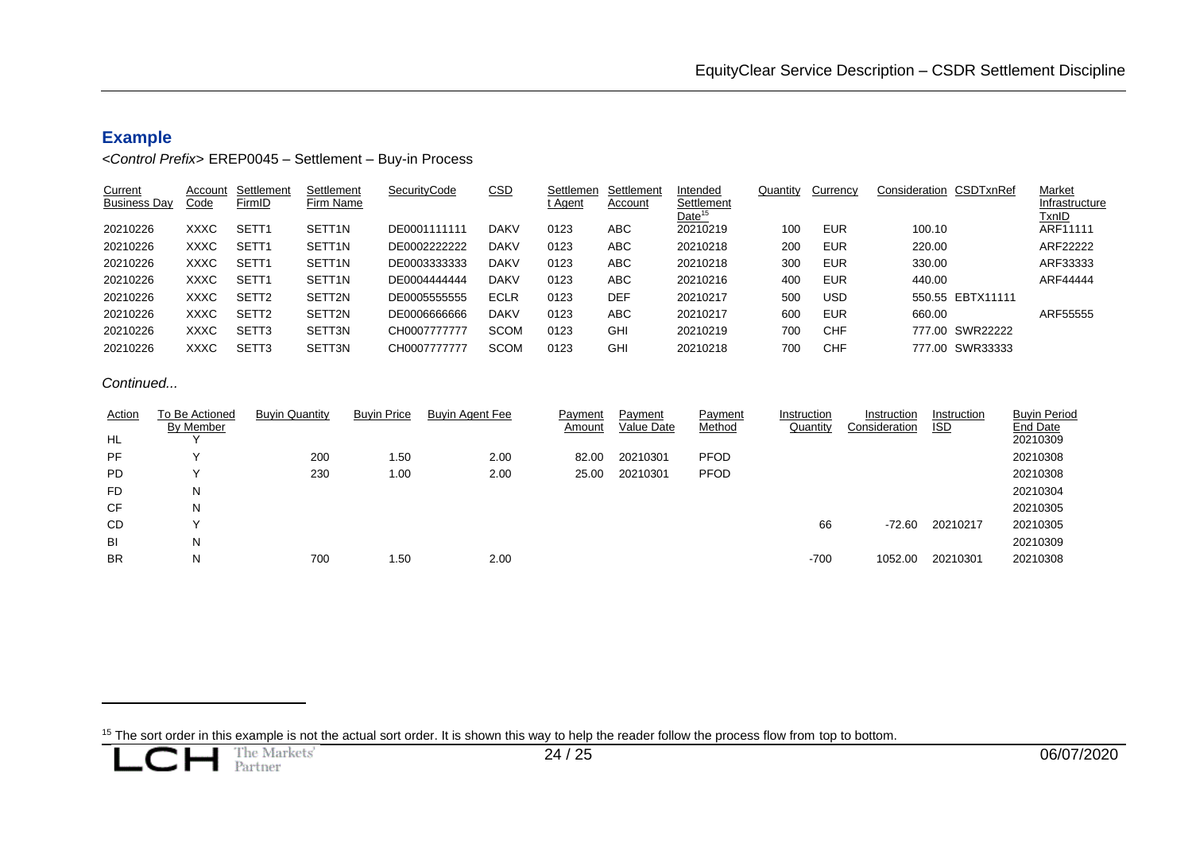## Example

*<Control Prefix>* EREP0045 – Settlement – Buy-in Process

| Current Business Day | Account Code | Settlement FirmID | Settlement Firm Name | SecurityCode | CSD | Settlement Agent | Settlement Account | Intended Settlement Date[15] | Quantity | Currency | Consideration | CSDTxnRef | Market Infrastructure TxnID |
|---|---|---|---|---|---|---|---|---|---|---|---|---|---|
| 20210226 | XXXC | SETT1 | SETT1N | DE0001111111 | DAKV | 0123 | ABC | 20210219 | 100 | EUR | 100.10 | | ARF11111 |
| 20210226 | XXXC | SETT1 | SETT1N | DE0002222222 | DAKV | 0123 | ABC | 20210218 | 200 | EUR | 220.00 | | ARF22222 |
| 20210226 | XXXC | SETT1 | SETT1N | DE0003333333 | DAKV | 0123 | ABC | 20210218 | 300 | EUR | 330.00 | | ARF33333 |
| 20210226 | XXXC | SETT1 | SETT1N | DE0004444444 | DAKV | 0123 | ABC | 20210216 | 400 | EUR | 440.00 | | ARF44444 |
| 20210226 | XXXC | SETT2 | SETT2N | DE0005555555 | ECLR | 0123 | DEF | 20210217 | 500 | USD | 550.55 | EBTX11111 | |
| 20210226 | XXXC | SETT2 | SETT2N | DE0006666666 | DAKV | 0123 | ABC | 20210217 | 600 | EUR | 660.00 | | ARF55555 |
| 20210226 | XXXC | SETT3 | SETT3N | CH0007777777 | SCOM | 0123 | GHI | 20210219 | 700 | CHF | 777.00 | SWR22222 | |
| 20210226 | XXXC | SETT3 | SETT3N | CH0007777777 | SCOM | 0123 | GHI | 20210218 | 700 | CHF | 777.00 | SWR33333 | |

*Continued...*

| Action | To Be Actioned By Member | Buyin Quantity | Buyin Price | Buyin Agent Fee | Payment Amount | Payment Value Date | Payment Method | Instruction Quantity | Instruction Consideration | Instruction ISD | Buyin Period End Date |
|---|---|---|---|---|---|---|---|---|---|---|---|
| HL | Y | | | | | | | | | | 20210309 |
| PF | Y | 200 | 1.50 | 2.00 | 82.00 | 20210301 | PFOD | | | | 20210308 |
| PD | Y | 230 | 1.00 | 2.00 | 25.00 | 20210301 | PFOD | | | | 20210308 |
| FD | N | | | | | | | | | | 20210304 |
| CF | N | | | | | | | | | | 20210305 |
| CD | Y | | | | | | | 66 | -72.60 | 20210217 | 20210305 |
| BI | N | | | | | | | | | | 20210309 |
| BR | N | 700 | 1.50 | 2.00 | | | | -700 | 1052.00 | 20210301 | 20210308 |

[15] The sort order in this example is not the actual sort order. It is shown this way to help the reader follow the process flow from top to bottom.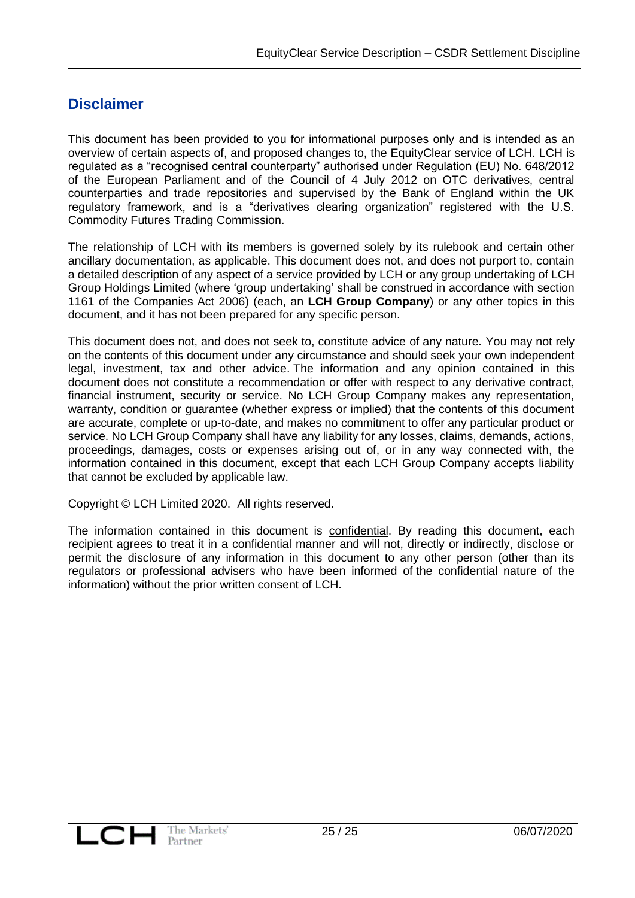## Disclaimer

This document has been provided to you for informational purposes only and is intended as an overview of certain aspects of, and proposed changes to, the EquityClear service of LCH. LCH is regulated as a "recognised central counterparty" authorised under Regulation (EU) No. 648/2012 of the European Parliament and of the Council of 4 July 2012 on OTC derivatives, central counterparties and trade repositories and supervised by the Bank of England within the UK regulatory framework, and is a "derivatives clearing organization" registered with the U.S. Commodity Futures Trading Commission.

The relationship of LCH with its members is governed solely by its rulebook and certain other ancillary documentation, as applicable. This document does not, and does not purport to, contain a detailed description of any aspect of a service provided by LCH or any group undertaking of LCH Group Holdings Limited (where 'group undertaking' shall be construed in accordance with section 1161 of the Companies Act 2006) (each, an **LCH Group Company**) or any other topics in this document, and it has not been prepared for any specific person.

This document does not, and does not seek to, constitute advice of any nature. You may not rely on the contents of this document under any circumstance and should seek your own independent legal, investment, tax and other advice. The information and any opinion contained in this document does not constitute a recommendation or offer with respect to any derivative contract, financial instrument, security or service. No LCH Group Company makes any representation, warranty, condition or guarantee (whether express or implied) that the contents of this document are accurate, complete or up-to-date, and makes no commitment to offer any particular product or service. No LCH Group Company shall have any liability for any losses, claims, demands, actions, proceedings, damages, costs or expenses arising out of, or in any way connected with, the information contained in this document, except that each LCH Group Company accepts liability that cannot be excluded by applicable law.

Copyright © LCH Limited 2020. All rights reserved.

The information contained in this document is confidential. By reading this document, each recipient agrees to treat it in a confidential manner and will not, directly or indirectly, disclose or permit the disclosure of any information in this document to any other person (other than its regulators or professional advisers who have been informed of the confidential nature of the information) without the prior written consent of LCH.